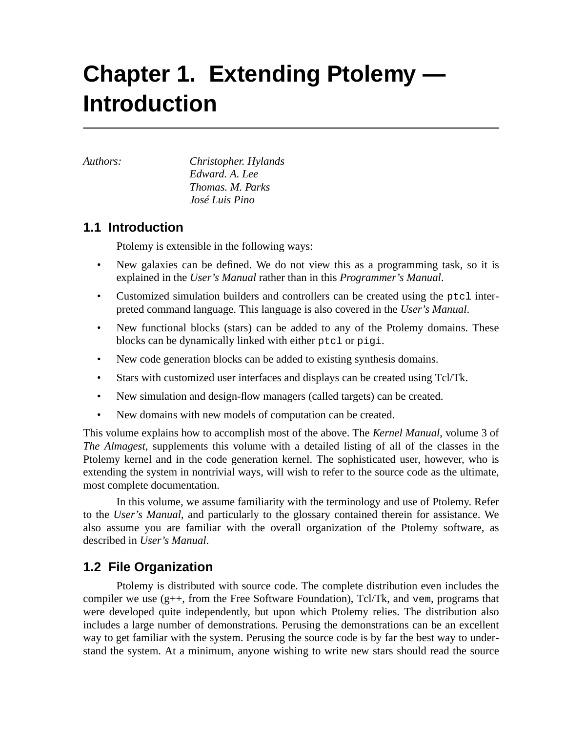# Chapter 1. Extending Ptolemy — Introduction

*Authors:* *Christopher. Hylands*
*Edward. A. Lee*
*Thomas. M. Parks*
*José Luis Pino*

## 1.1 Introduction

Ptolemy is extensible in the following ways:

- New galaxies can be defined. We do not view this as a programming task, so it is explained in the *User's Manual* rather than in this *Programmer's Manual*.
- Customized simulation builders and controllers can be created using the `ptcl` interpreted command language. This language is also covered in the *User's Manual*.
- New functional blocks (stars) can be added to any of the Ptolemy domains. These blocks can be dynamically linked with either `ptcl` or `pigi`.
- New code generation blocks can be added to existing synthesis domains.
- Stars with customized user interfaces and displays can be created using Tcl/Tk.
- New simulation and design-flow managers (called targets) can be created.
- New domains with new models of computation can be created.

This volume explains how to accomplish most of the above. The *Kernel Manual*, volume 3 of *The Almagest*, supplements this volume with a detailed listing of all of the classes in the Ptolemy kernel and in the code generation kernel. The sophisticated user, however, who is extending the system in nontrivial ways, will wish to refer to the source code as the ultimate, most complete documentation.

In this volume, we assume familiarity with the terminology and use of Ptolemy. Refer to the *User's Manual*, and particularly to the glossary contained therein for assistance. We also assume you are familiar with the overall organization of the Ptolemy software, as described in *User's Manual*.

## 1.2 File Organization

Ptolemy is distributed with source code. The complete distribution even includes the compiler we use (g++, from the Free Software Foundation), Tcl/Tk, and `vem`, programs that were developed quite independently, but upon which Ptolemy relies. The distribution also includes a large number of demonstrations. Perusing the demonstrations can be an excellent way to get familiar with the system. Perusing the source code is by far the best way to understand the system. At a minimum, anyone wishing to write new stars should read the source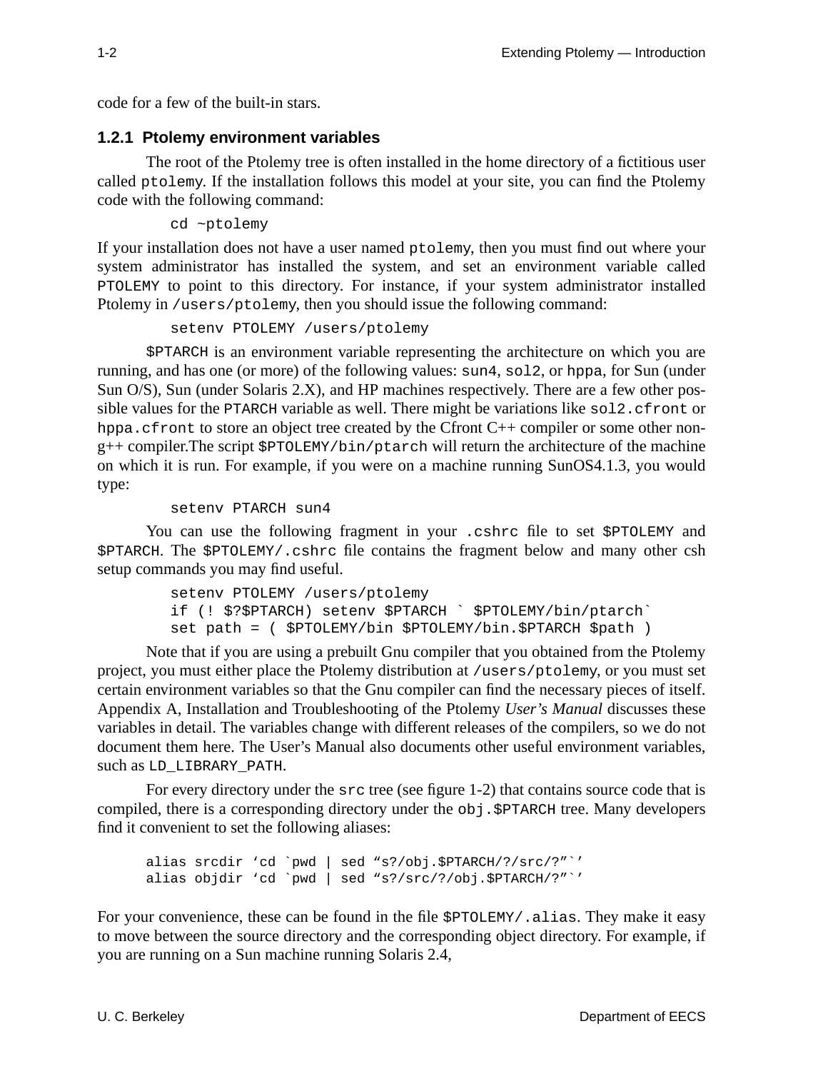code for a few of the built-in stars.

### 1.2.1 Ptolemy environment variables

The root of the Ptolemy tree is often installed in the home directory of a fictitious user called `ptolemy`. If the installation follows this model at your site, you can find the Ptolemy code with the following command:

```
cd ~ptolemy
```

If your installation does not have a user named `ptolemy`, then you must find out where your system administrator has installed the system, and set an environment variable called `PTOLEMY` to point to this directory. For instance, if your system administrator installed Ptolemy in `/users/ptolemy`, then you should issue the following command:

```
setenv PTOLEMY /users/ptolemy
```

`$PTARCH` is an environment variable representing the architecture on which you are running, and has one (or more) of the following values: `sun4`, `sol2`, or `hppa`, for Sun (under Sun O/S), Sun (under Solaris 2.X), and HP machines respectively. There are a few other possible values for the `PTARCH` variable as well. There might be variations like `sol2.cfront` or `hppa.cfront` to store an object tree created by the Cfront C++ compiler or some other non-g++ compiler.The script `$PTOLEMY/bin/ptarch` will return the architecture of the machine on which it is run. For example, if you were on a machine running SunOS4.1.3, you would type:

```
setenv PTARCH sun4
```

You can use the following fragment in your `.cshrc` file to set `$PTOLEMY` and `$PTARCH`. The `$PTOLEMY/.cshrc` file contains the fragment below and many other csh setup commands you may find useful.

```
setenv PTOLEMY /users/ptolemy
if (! $?$PTARCH) setenv $PTARCH ` $PTOLEMY/bin/ptarch`
set path = ( $PTOLEMY/bin $PTOLEMY/bin.$PTARCH $path )
```

Note that if you are using a prebuilt Gnu compiler that you obtained from the Ptolemy project, you must either place the Ptolemy distribution at `/users/ptolemy`, or you must set certain environment variables so that the Gnu compiler can find the necessary pieces of itself. Appendix A, Installation and Troubleshooting of the Ptolemy *User's Manual* discusses these variables in detail. The variables change with different releases of the compilers, so we do not document them here. The User's Manual also documents other useful environment variables, such as `LD_LIBRARY_PATH`.

For every directory under the `src` tree (see figure 1-2) that contains source code that is compiled, there is a corresponding directory under the `obj.$PTARCH` tree. Many developers find it convenient to set the following aliases:

```
alias srcdir 'cd `pwd | sed "s?/obj.$PTARCH/?/src/?"`'
alias objdir 'cd `pwd | sed "s?/src/?/obj.$PTARCH/?"`'
```

For your convenience, these can be found in the file `$PTOLEMY/.alias`. They make it easy to move between the source directory and the corresponding object directory. For example, if you are running on a Sun machine running Solaris 2.4,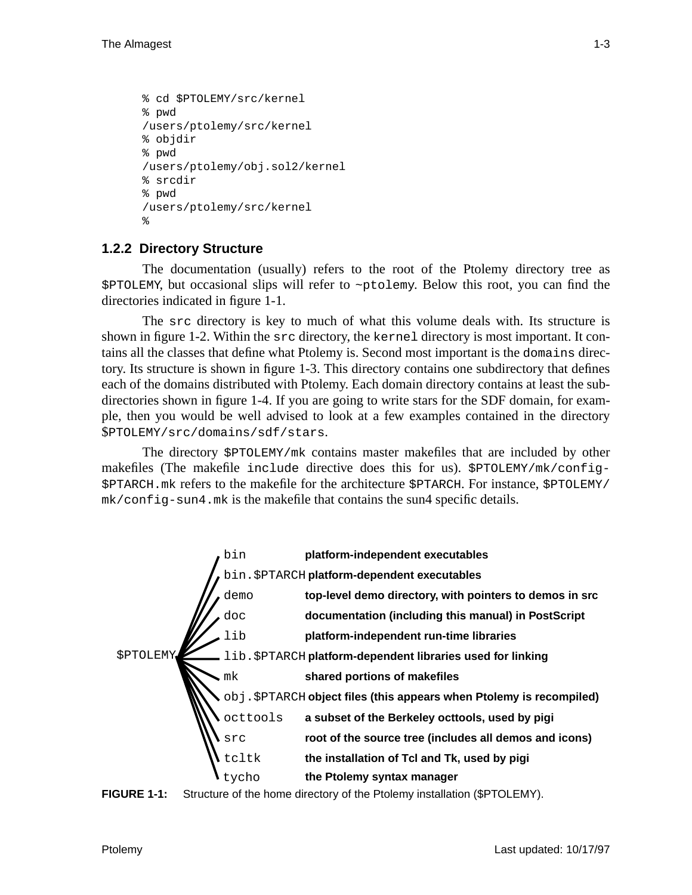```
% cd $PTOLEMY/src/kernel
% pwd
/users/ptolemy/src/kernel
% objdir
% pwd
/users/ptolemy/obj.sol2/kernel
% srcdir
% pwd
/users/ptolemy/src/kernel
%
```

### 1.2.2 Directory Structure

The documentation (usually) refers to the root of the Ptolemy directory tree as `$PTOLEMY`, but occasional slips will refer to `~ptolemy`. Below this root, you can find the directories indicated in figure 1-1.

The `src` directory is key to much of what this volume deals with. Its structure is shown in figure 1-2. Within the `src` directory, the `kernel` directory is most important. It contains all the classes that define what Ptolemy is. Second most important is the `domains` directory. Its structure is shown in figure 1-3. This directory contains one subdirectory that defines each of the domains distributed with Ptolemy. Each domain directory contains at least the subdirectories shown in figure 1-4. If you are going to write stars for the SDF domain, for example, then you would be well advised to look at a few examples contained in the directory `$PTOLEMY/src/domains/sdf/stars`.

The directory `$PTOLEMY/mk` contains master makefiles that are included by other makefiles (The makefile `include` directive does this for us). `$PTOLEMY/mk/config-$PTARCH.mk` refers to the makefile for the architecture `$PTARCH`. For instance, `$PTOLEMY/mk/config-sun4.mk` is the makefile that contains the sun4 specific details.

```
$PTOLEMY
 ├── bin            platform-independent executables
 ├── bin.$PTARCH    platform-dependent executables
 ├── demo           top-level demo directory, with pointers to demos in src
 ├── doc            documentation (including this manual) in PostScript
 ├── lib            platform-independent run-time libraries
 ├── lib.$PTARCH    platform-dependent libraries used for linking
 ├── mk             shared portions of makefiles
 ├── obj.$PTARCH    object files (this appears when Ptolemy is recompiled)
 ├── octtools       a subset of the Berkeley octtools, used by pigi
 ├── src            root of the source tree (includes all demos and icons)
 ├── tcltk          the installation of Tcl and Tk, used by pigi
 └── tycho          the Ptolemy syntax manager
```

**FIGURE 1-1:** Structure of the home directory of the Ptolemy installation ($PTOLEMY).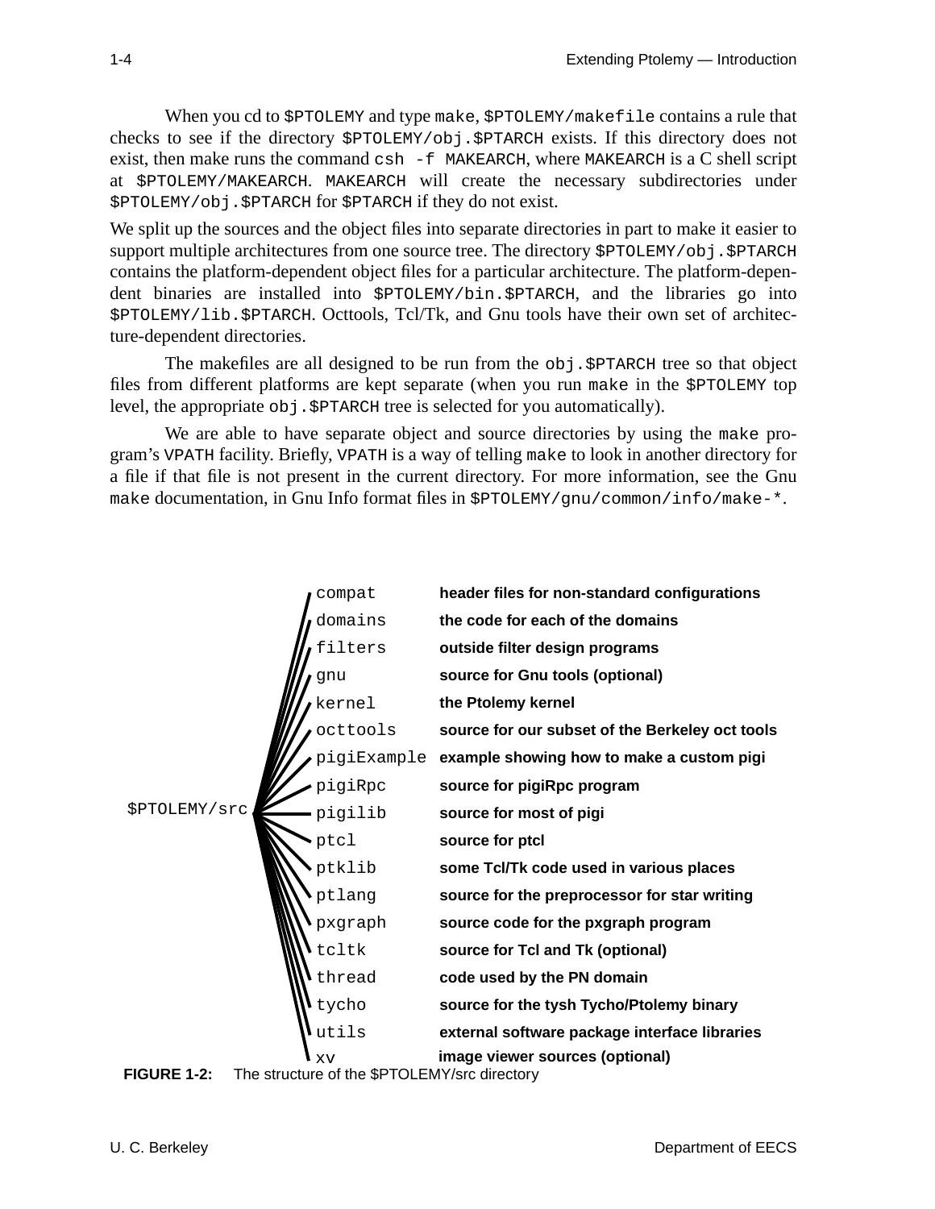When you cd to `$PTOLEMY` and type `make`, `$PTOLEMY/makefile` contains a rule that checks to see if the directory `$PTOLEMY/obj.$PTARCH` exists. If this directory does not exist, then make runs the command `csh -f MAKEARCH`, where `MAKEARCH` is a C shell script at `$PTOLEMY/MAKEARCH`. `MAKEARCH` will create the necessary subdirectories under `$PTOLEMY/obj.$PTARCH` for `$PTARCH` if they do not exist.

We split up the sources and the object files into separate directories in part to make it easier to support multiple architectures from one source tree. The directory `$PTOLEMY/obj.$PTARCH` contains the platform-dependent object files for a particular architecture. The platform-dependent binaries are installed into `$PTOLEMY/bin.$PTARCH`, and the libraries go into `$PTOLEMY/lib.$PTARCH`. Octtools, Tcl/Tk, and Gnu tools have their own set of architecture-dependent directories.

The makefiles are all designed to be run from the `obj.$PTARCH` tree so that object files from different platforms are kept separate (when you run `make` in the `$PTOLEMY` top level, the appropriate `obj.$PTARCH` tree is selected for you automatically).

We are able to have separate object and source directories by using the `make` program's `VPATH` facility. Briefly, `VPATH` is a way of telling `make` to look in another directory for a file if that file is not present in the current directory. For more information, see the Gnu `make` documentation, in Gnu Info format files in `$PTOLEMY/gnu/common/info/make-*`.

`$PTOLEMY/src`

| Directory | Description |
|---|---|
| `compat` | **header files for non-standard configurations** |
| `domains` | **the code for each of the domains** |
| `filters` | **outside filter design programs** |
| `gnu` | **source for Gnu tools (optional)** |
| `kernel` | **the Ptolemy kernel** |
| `octtools` | **source for our subset of the Berkeley oct tools** |
| `pigiExample` | **example showing how to make a custom pigi** |
| `pigiRpc` | **source for pigiRpc program** |
| `pigilib` | **source for most of pigi** |
| `ptcl` | **source for ptcl** |
| `ptklib` | **some Tcl/Tk code used in various places** |
| `ptlang` | **source for the preprocessor for star writing** |
| `pxgraph` | **source code for the pxgraph program** |
| `tcltk` | **source for Tcl and Tk (optional)** |
| `thread` | **code used by the PN domain** |
| `tycho` | **source for the tysh Tycho/Ptolemy binary** |
| `utils` | **external software package interface libraries** |
| `xv` | **image viewer sources (optional)** |

**FIGURE 1-2:** The structure of the $PTOLEMY/src directory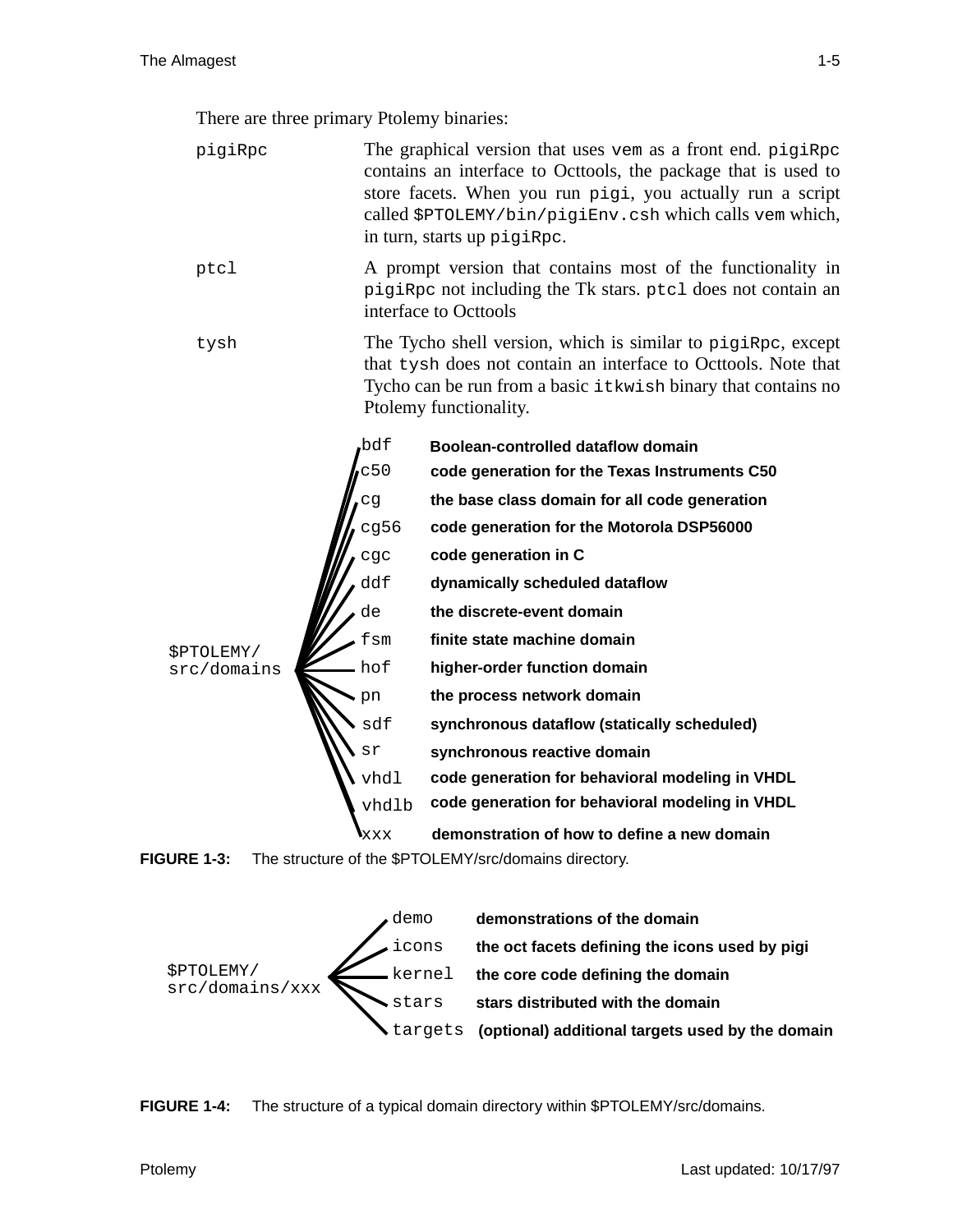There are three primary Ptolemy binaries:

`pigiRpc` — The graphical version that uses `vem` as a front end. `pigiRpc` contains an interface to Octtools, the package that is used to store facets. When you run `pigi`, you actually run a script called `$PTOLEMY/bin/pigiEnv.csh` which calls `vem` which, in turn, starts up `pigiRpc`.

`ptcl` — A prompt version that contains most of the functionality in `pigiRpc` not including the Tk stars. `ptcl` does not contain an interface to Octtools

`tysh` — The Tycho shell version, which is similar to `pigiRpc`, except that `tysh` does not contain an interface to Octtools. Note that Tycho can be run from a basic `itkwish` binary that contains no Ptolemy functionality.

`$PTOLEMY/src/domains`

| Directory | Description |
| --- | --- |
| `bdf` | Boolean-controlled dataflow domain |
| `c50` | code generation for the Texas Instruments C50 |
| `cg` | the base class domain for all code generation |
| `cg56` | code generation for the Motorola DSP56000 |
| `cgc` | code generation in C |
| `ddf` | dynamically scheduled dataflow |
| `de` | the discrete-event domain |
| `fsm` | finite state machine domain |
| `hof` | higher-order function domain |
| `pn` | the process network domain |
| `sdf` | synchronous dataflow (statically scheduled) |
| `sr` | synchronous reactive domain |
| `vhdl` | code generation for behavioral modeling in VHDL |
| `vhdlb` | code generation for behavioral modeling in VHDL |
| `xxx` | demonstration of how to define a new domain |

**FIGURE 1-3:** The structure of the $PTOLEMY/src/domains directory.

`$PTOLEMY/src/domains/xxx`

| Directory | Description |
| --- | --- |
| `demo` | demonstrations of the domain |
| `icons` | the oct facets defining the icons used by pigi |
| `kernel` | the core code defining the domain |
| `stars` | stars distributed with the domain |
| `targets` | (optional) additional targets used by the domain |

**FIGURE 1-4:** The structure of a typical domain directory within $PTOLEMY/src/domains.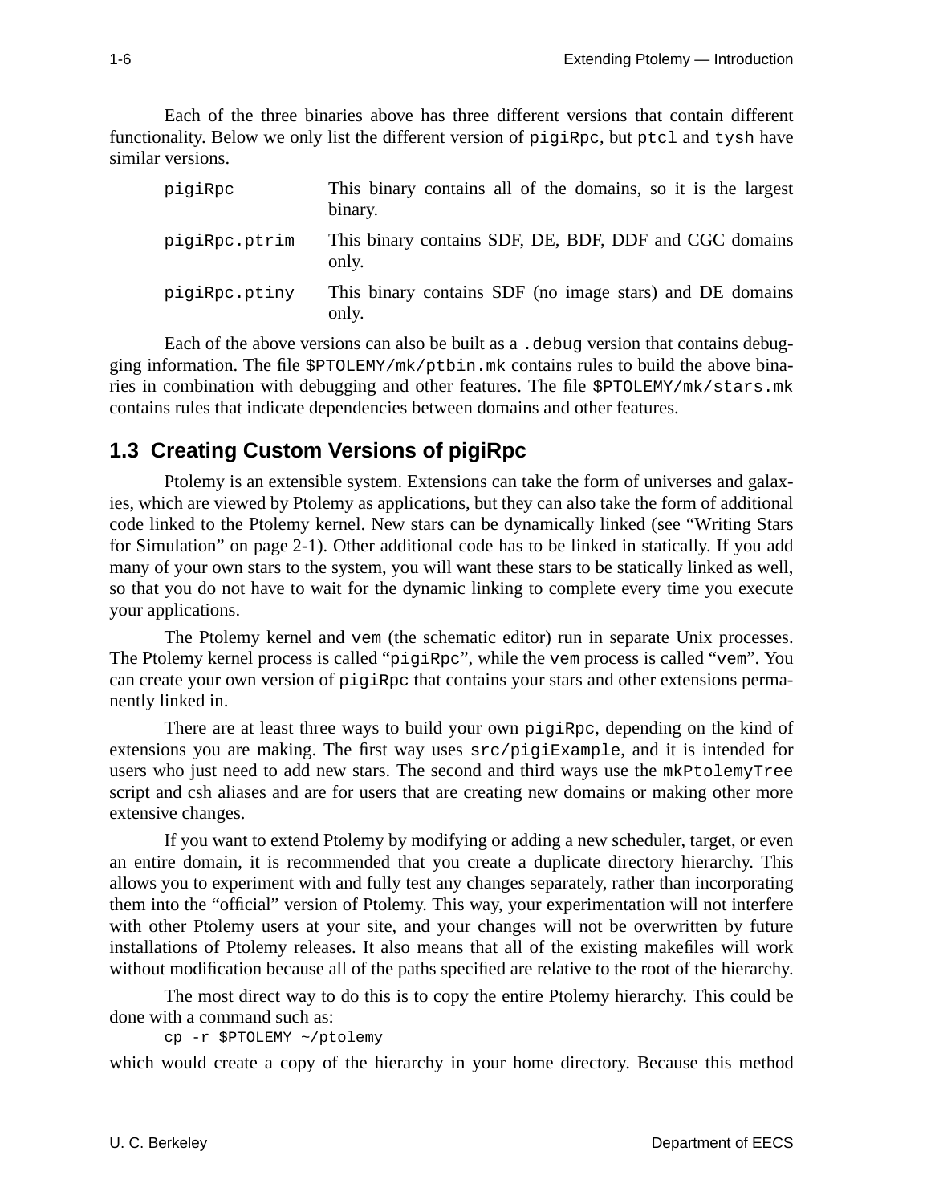Each of the three binaries above has three different versions that contain different functionality. Below we only list the different version of `pigiRpc`, but `ptcl` and `tysh` have similar versions.

| | |
|---|---|
| `pigiRpc` | This binary contains all of the domains, so it is the largest binary. |
| `pigiRpc.ptrim` | This binary contains SDF, DE, BDF, DDF and CGC domains only. |
| `pigiRpc.ptiny` | This binary contains SDF (no image stars) and DE domains only. |

Each of the above versions can also be built as a `.debug` version that contains debugging information. The file `$PTOLEMY/mk/ptbin.mk` contains rules to build the above binaries in combination with debugging and other features. The file `$PTOLEMY/mk/stars.mk` contains rules that indicate dependencies between domains and other features.

## 1.3 Creating Custom Versions of pigiRpc

Ptolemy is an extensible system. Extensions can take the form of universes and galaxies, which are viewed by Ptolemy as applications, but they can also take the form of additional code linked to the Ptolemy kernel. New stars can be dynamically linked (see "Writing Stars for Simulation" on page 2-1). Other additional code has to be linked in statically. If you add many of your own stars to the system, you will want these stars to be statically linked as well, so that you do not have to wait for the dynamic linking to complete every time you execute your applications.

The Ptolemy kernel and `vem` (the schematic editor) run in separate Unix processes. The Ptolemy kernel process is called "`pigiRpc`", while the `vem` process is called "`vem`". You can create your own version of `pigiRpc` that contains your stars and other extensions permanently linked in.

There are at least three ways to build your own `pigiRpc`, depending on the kind of extensions you are making. The first way uses `src/pigiExample`, and it is intended for users who just need to add new stars. The second and third ways use the `mkPtolemyTree` script and csh aliases and are for users that are creating new domains or making other more extensive changes.

If you want to extend Ptolemy by modifying or adding a new scheduler, target, or even an entire domain, it is recommended that you create a duplicate directory hierarchy. This allows you to experiment with and fully test any changes separately, rather than incorporating them into the "official" version of Ptolemy. This way, your experimentation will not interfere with other Ptolemy users at your site, and your changes will not be overwritten by future installations of Ptolemy releases. It also means that all of the existing makefiles will work without modification because all of the paths specified are relative to the root of the hierarchy.

The most direct way to do this is to copy the entire Ptolemy hierarchy. This could be done with a command such as:

```
cp -r $PTOLEMY ~/ptolemy
```

which would create a copy of the hierarchy in your home directory. Because this method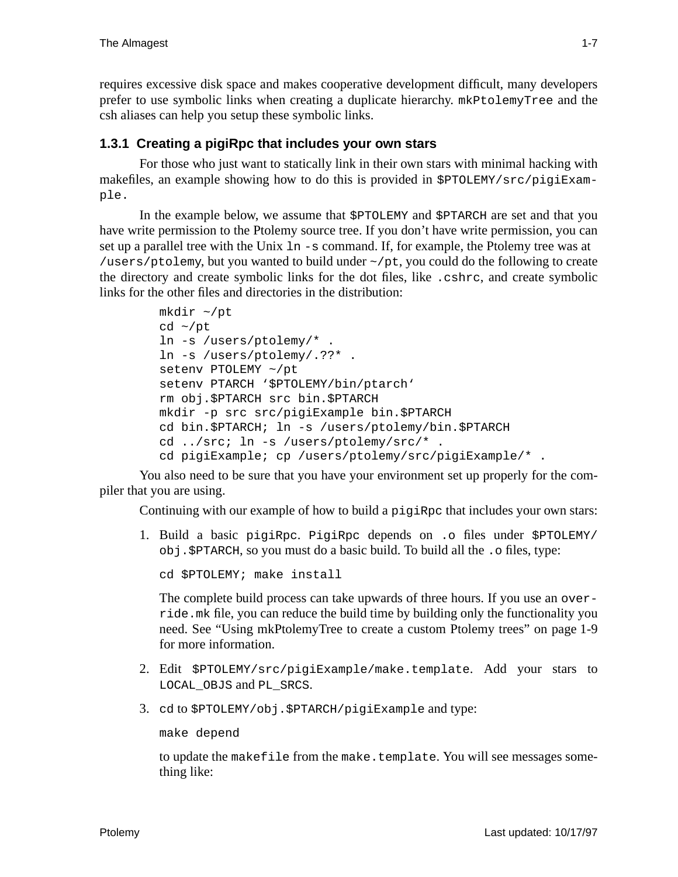requires excessive disk space and makes cooperative development difficult, many developers prefer to use symbolic links when creating a duplicate hierarchy. `mkPtolemyTree` and the csh aliases can help you setup these symbolic links.

### 1.3.1 Creating a pigiRpc that includes your own stars

For those who just want to statically link in their own stars with minimal hacking with makefiles, an example showing how to do this is provided in `$PTOLEMY/src/pigiExample.`

In the example below, we assume that `$PTOLEMY` and `$PTARCH` are set and that you have write permission to the Ptolemy source tree. If you don't have write permission, you can set up a parallel tree with the Unix `ln -s` command. If, for example, the Ptolemy tree was at `/users/ptolemy`, but you wanted to build under `~/pt`, you could do the following to create the directory and create symbolic links for the dot files, like `.cshrc`, and create symbolic links for the other files and directories in the distribution:

```
mkdir ~/pt
cd ~/pt
ln -s /users/ptolemy/* .
ln -s /users/ptolemy/.??* .
setenv PTOLEMY ~/pt
setenv PTARCH '$PTOLEMY/bin/ptarch'
rm obj.$PTARCH src bin.$PTARCH
mkdir -p src src/pigiExample bin.$PTARCH
cd bin.$PTARCH; ln -s /users/ptolemy/bin.$PTARCH
cd ../src; ln -s /users/ptolemy/src/* .
cd pigiExample; cp /users/ptolemy/src/pigiExample/* .
```

You also need to be sure that you have your environment set up properly for the compiler that you are using.

Continuing with our example of how to build a `pigiRpc` that includes your own stars:

1. Build a basic `pigiRpc`. `PigiRpc` depends on `.o` files under `$PTOLEMY/obj.$PTARCH`, so you must do a basic build. To build all the `.o` files, type:

   ```
   cd $PTOLEMY; make install
   ```

   The complete build process can take upwards of three hours. If you use an `override.mk` file, you can reduce the build time by building only the functionality you need. See "Using mkPtolemyTree to create a custom Ptolemy trees" on page 1-9 for more information.

2. Edit `$PTOLEMY/src/pigiExample/make.template`. Add your stars to `LOCAL_OBJS` and `PL_SRCS`.

3. `cd` to `$PTOLEMY/obj.$PTARCH/pigiExample` and type:

   ```
   make depend
   ```

   to update the `makefile` from the `make.template`. You will see messages something like: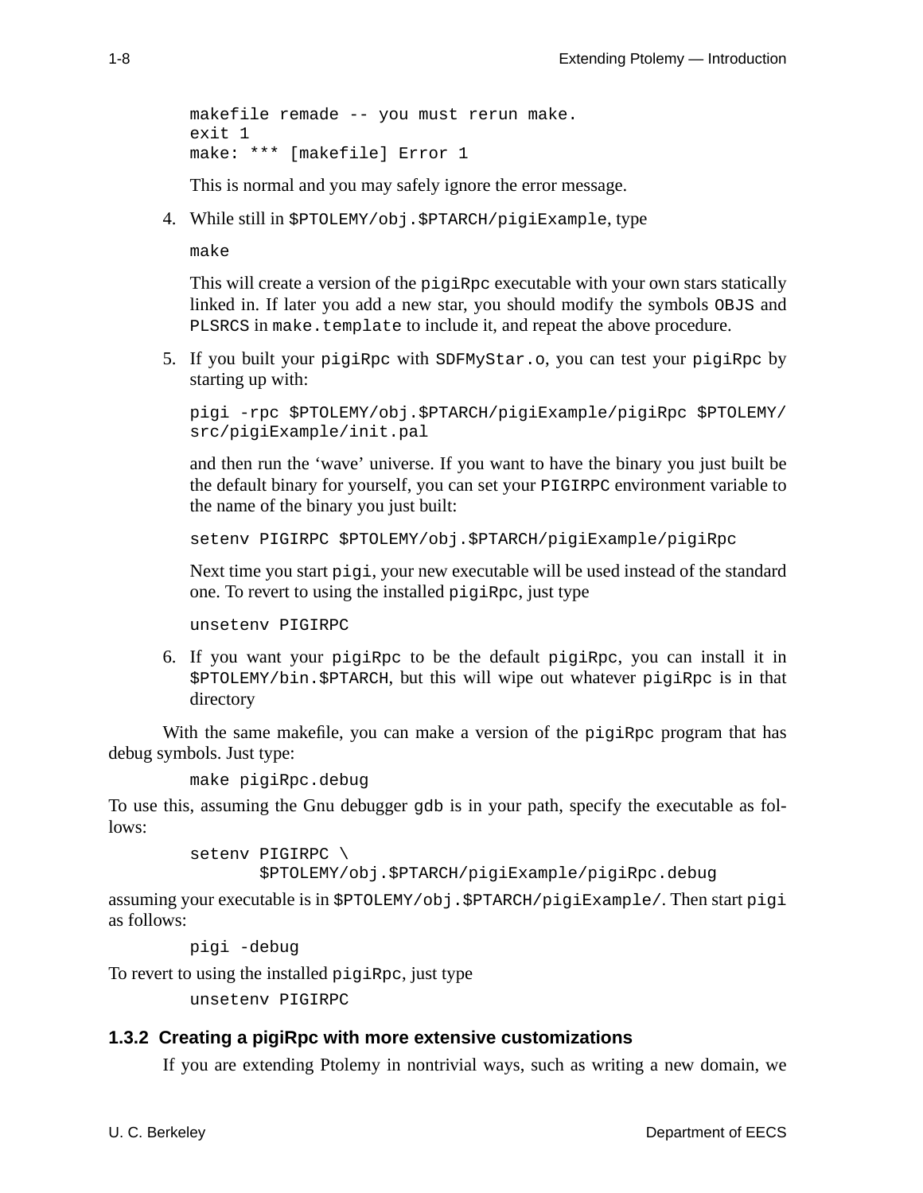```
makefile remade -- you must rerun make.
exit 1
make: *** [makefile] Error 1
```

This is normal and you may safely ignore the error message.

4. While still in `$PTOLEMY/obj.$PTARCH/pigiExample`, type

   ```
   make
   ```

   This will create a version of the `pigiRpc` executable with your own stars statically linked in. If later you add a new star, you should modify the symbols `OBJS` and `PLSRCS` in `make.template` to include it, and repeat the above procedure.

5. If you built your `pigiRpc` with `SDFMyStar.o`, you can test your `pigiRpc` by starting up with:

   ```
   pigi -rpc $PTOLEMY/obj.$PTARCH/pigiExample/pigiRpc $PTOLEMY/
   src/pigiExample/init.pal
   ```

   and then run the 'wave' universe. If you want to have the binary you just built be the default binary for yourself, you can set your `PIGIRPC` environment variable to the name of the binary you just built:

   ```
   setenv PIGIRPC $PTOLEMY/obj.$PTARCH/pigiExample/pigiRpc
   ```

   Next time you start `pigi`, your new executable will be used instead of the standard one. To revert to using the installed `pigiRpc`, just type

   ```
   unsetenv PIGIRPC
   ```

6. If you want your `pigiRpc` to be the default `pigiRpc`, you can install it in `$PTOLEMY/bin.$PTARCH`, but this will wipe out whatever `pigiRpc` is in that directory

With the same makefile, you can make a version of the `pigiRpc` program that has debug symbols. Just type:

```
make pigiRpc.debug
```

To use this, assuming the Gnu debugger `gdb` is in your path, specify the executable as follows:

```
setenv PIGIRPC \
        $PTOLEMY/obj.$PTARCH/pigiExample/pigiRpc.debug
```

assuming your executable is in `$PTOLEMY/obj.$PTARCH/pigiExample/`. Then start `pigi` as follows:

```
pigi -debug
```

To revert to using the installed `pigiRpc`, just type

```
unsetenv PIGIRPC
```

### 1.3.2 Creating a pigiRpc with more extensive customizations

If you are extending Ptolemy in nontrivial ways, such as writing a new domain, we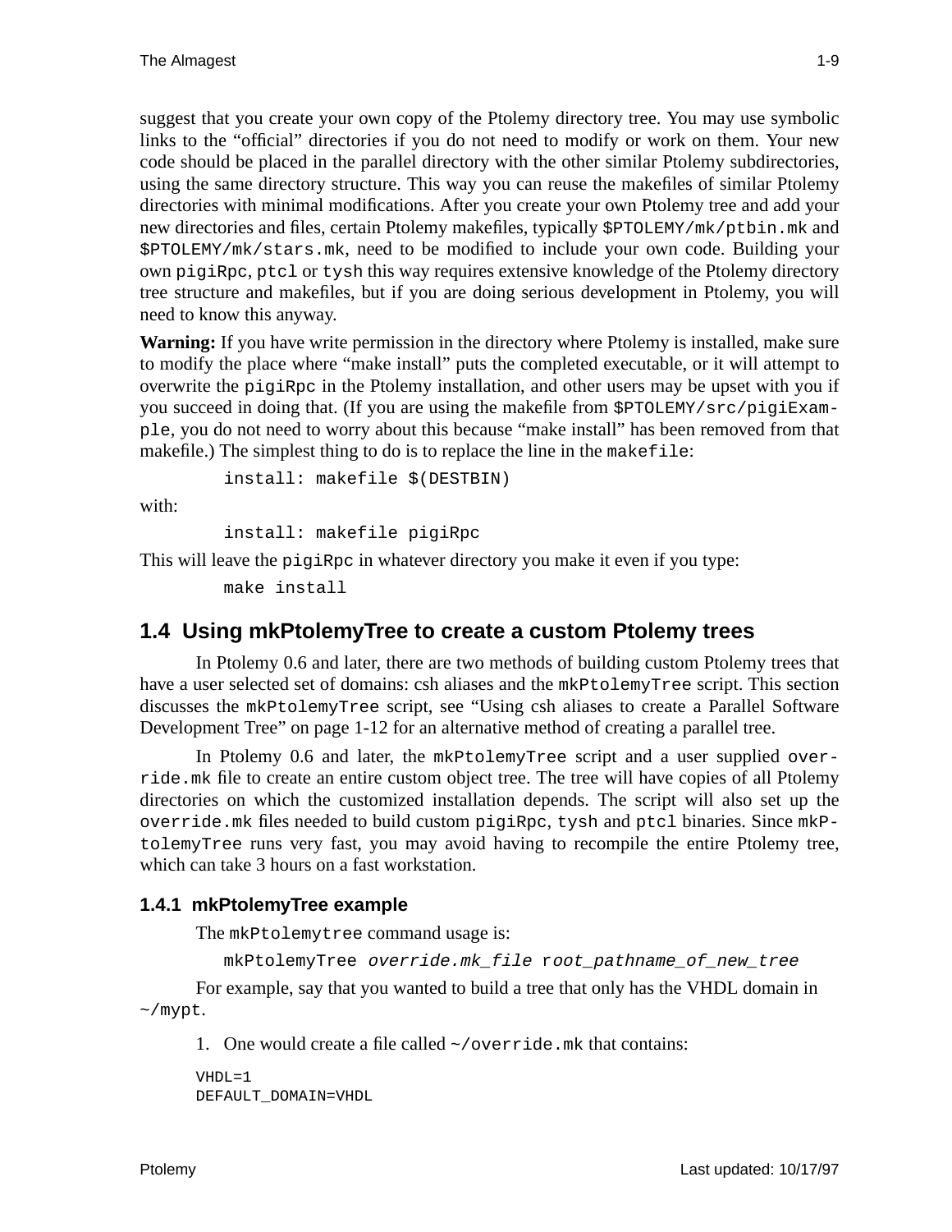suggest that you create your own copy of the Ptolemy directory tree. You may use symbolic links to the "official" directories if you do not need to modify or work on them. Your new code should be placed in the parallel directory with the other similar Ptolemy subdirectories, using the same directory structure. This way you can reuse the makefiles of similar Ptolemy directories with minimal modifications. After you create your own Ptolemy tree and add your new directories and files, certain Ptolemy makefiles, typically `$PTOLEMY/mk/ptbin.mk` and `$PTOLEMY/mk/stars.mk`, need to be modified to include your own code. Building your own `pigiRpc`, `ptcl` or `tysh` this way requires extensive knowledge of the Ptolemy directory tree structure and makefiles, but if you are doing serious development in Ptolemy, you will need to know this anyway.

**Warning:** If you have write permission in the directory where Ptolemy is installed, make sure to modify the place where "make install" puts the completed executable, or it will attempt to overwrite the `pigiRpc` in the Ptolemy installation, and other users may be upset with you if you succeed in doing that. (If you are using the makefile from `$PTOLEMY/src/pigiExample`, you do not need to worry about this because "make install" has been removed from that makefile.) The simplest thing to do is to replace the line in the `makefile`:

```
install: makefile $(DESTBIN)
```

with:

```
install: makefile pigiRpc
```

This will leave the `pigiRpc` in whatever directory you make it even if you type:

```
make install
```

## 1.4 Using mkPtolemyTree to create a custom Ptolemy trees

In Ptolemy 0.6 and later, there are two methods of building custom Ptolemy trees that have a user selected set of domains: csh aliases and the `mkPtolemyTree` script. This section discusses the `mkPtolemyTree` script, see "Using csh aliases to create a Parallel Software Development Tree" on page 1-12 for an alternative method of creating a parallel tree.

In Ptolemy 0.6 and later, the `mkPtolemyTree` script and a user supplied `override.mk` file to create an entire custom object tree. The tree will have copies of all Ptolemy directories on which the customized installation depends. The script will also set up the `override.mk` files needed to build custom `pigiRpc`, `tysh` and `ptcl` binaries. Since `mkPtolemyTree` runs very fast, you may avoid having to recompile the entire Ptolemy tree, which can take 3 hours on a fast workstation.

### 1.4.1 mkPtolemyTree example

The `mkPtolemytree` command usage is:

```
mkPtolemyTree override.mk_file root_pathname_of_new_tree
```

For example, say that you wanted to build a tree that only has the VHDL domain in `~/mypt`.

1. One would create a file called `~/override.mk` that contains:

```
VHDL=1
DEFAULT_DOMAIN=VHDL
```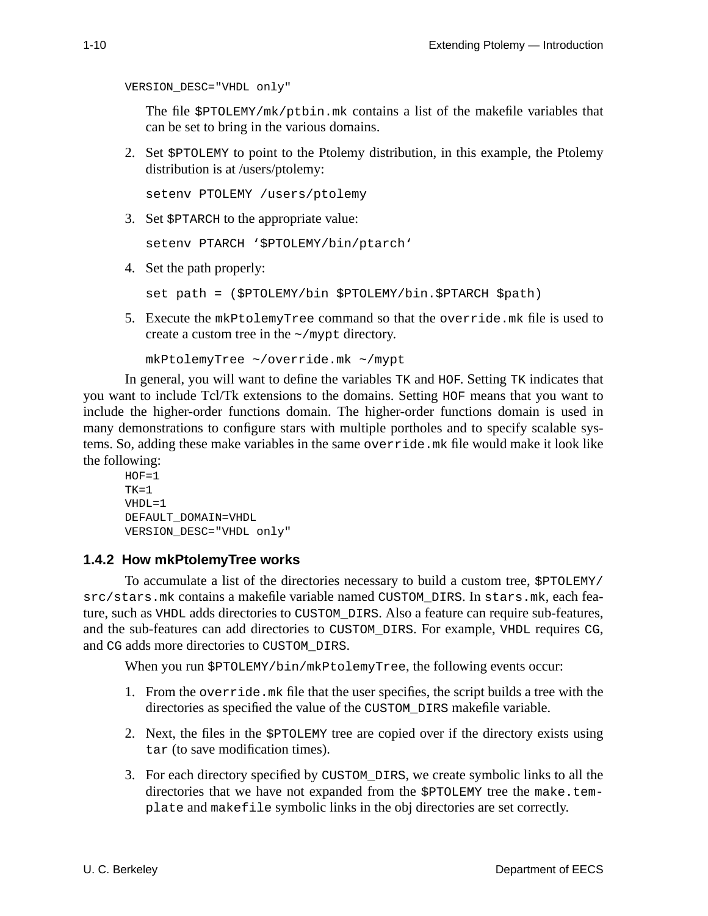```
VERSION_DESC="VHDL only"
```

The file `$PTOLEMY/mk/ptbin.mk` contains a list of the makefile variables that can be set to bring in the various domains.

2. Set `$PTOLEMY` to point to the Ptolemy distribution, in this example, the Ptolemy distribution is at /users/ptolemy:

   ```
   setenv PTOLEMY /users/ptolemy
   ```

3. Set `$PTARCH` to the appropriate value:

   ```
   setenv PTARCH '$PTOLEMY/bin/ptarch'
   ```

4. Set the path properly:

   ```
   set path = ($PTOLEMY/bin $PTOLEMY/bin.$PTARCH $path)
   ```

5. Execute the `mkPtolemyTree` command so that the `override.mk` file is used to create a custom tree in the `~/mypt` directory.

   ```
   mkPtolemyTree ~/override.mk ~/mypt
   ```

In general, you will want to define the variables `TK` and `HOF`. Setting `TK` indicates that you want to include Tcl/Tk extensions to the domains. Setting `HOF` means that you want to include the higher-order functions domain. The higher-order functions domain is used in many demonstrations to configure stars with multiple portholes and to specify scalable systems. So, adding these make variables in the same `override.mk` file would make it look like the following:

```
HOF=1
TK=1
VHDL=1
DEFAULT_DOMAIN=VHDL
VERSION_DESC="VHDL only"
```

### 1.4.2 How mkPtolemyTree works

To accumulate a list of the directories necessary to build a custom tree, `$PTOLEMY/src/stars.mk` contains a makefile variable named `CUSTOM_DIRS`. In `stars.mk`, each feature, such as `VHDL` adds directories to `CUSTOM_DIRS`. Also a feature can require sub-features, and the sub-features can add directories to `CUSTOM_DIRS`. For example, `VHDL` requires `CG`, and `CG` adds more directories to `CUSTOM_DIRS`.

When you run `$PTOLEMY/bin/mkPtolemyTree`, the following events occur:

1. From the `override.mk` file that the user specifies, the script builds a tree with the directories as specified the value of the `CUSTOM_DIRS` makefile variable.
2. Next, the files in the `$PTOLEMY` tree are copied over if the directory exists using `tar` (to save modification times).
3. For each directory specified by `CUSTOM_DIRS`, we create symbolic links to all the directories that we have not expanded from the `$PTOLEMY` tree the `make.template` and `makefile` symbolic links in the obj directories are set correctly.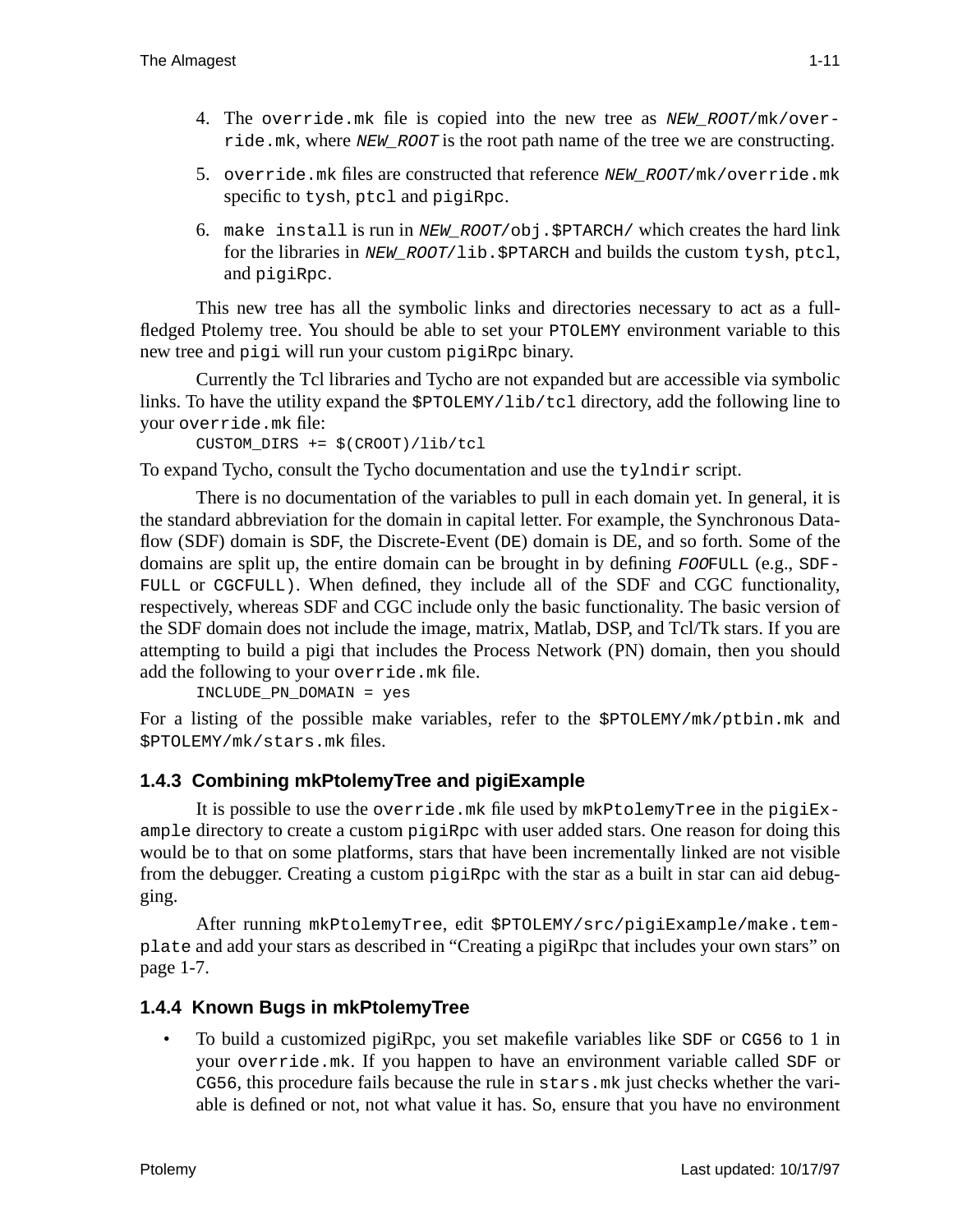4. The `override.mk` file is copied into the new tree as *`NEW_ROOT`*`/mk/override.mk`, where *`NEW_ROOT`* is the root path name of the tree we are constructing.

5. `override.mk` files are constructed that reference *`NEW_ROOT`*`/mk/override.mk` specific to `tysh`, `ptcl` and `pigiRpc`.

6. `make install` is run in *`NEW_ROOT`*`/obj.$PTARCH/` which creates the hard link for the libraries in *`NEW_ROOT`*`/lib.$PTARCH` and builds the custom `tysh`, `ptcl`, and `pigiRpc`.

This new tree has all the symbolic links and directories necessary to act as a full-fledged Ptolemy tree. You should be able to set your `PTOLEMY` environment variable to this new tree and `pigi` will run your custom `pigiRpc` binary.

Currently the Tcl libraries and Tycho are not expanded but are accessible via symbolic links. To have the utility expand the `$PTOLEMY/lib/tcl` directory, add the following line to your `override.mk` file:

```
CUSTOM_DIRS += $(CROOT)/lib/tcl
```

To expand Tycho, consult the Tycho documentation and use the `tylndir` script.

There is no documentation of the variables to pull in each domain yet. In general, it is the standard abbreviation for the domain in capital letter. For example, the Synchronous Dataflow (SDF) domain is `SDF`, the Discrete-Event (`DE`) domain is DE, and so forth. Some of the domains are split up, the entire domain can be brought in by defining *`FOO`*`FULL` (e.g., `SDFFULL` or `CGCFULL`). When defined, they include all of the SDF and CGC functionality, respectively, whereas SDF and CGC include only the basic functionality. The basic version of the SDF domain does not include the image, matrix, Matlab, DSP, and Tcl/Tk stars. If you are attempting to build a pigi that includes the Process Network (PN) domain, then you should add the following to your `override.mk` file.

```
INCLUDE_PN_DOMAIN = yes
```

For a listing of the possible make variables, refer to the `$PTOLEMY/mk/ptbin.mk` and `$PTOLEMY/mk/stars.mk` files.

### 1.4.3 Combining mkPtolemyTree and pigiExample

It is possible to use the `override.mk` file used by `mkPtolemyTree` in the `pigiExample` directory to create a custom `pigiRpc` with user added stars. One reason for doing this would be to that on some platforms, stars that have been incrementally linked are not visible from the debugger. Creating a custom `pigiRpc` with the star as a built in star can aid debugging.

After running `mkPtolemyTree`, edit `$PTOLEMY/src/pigiExample/make.template` and add your stars as described in "Creating a pigiRpc that includes your own stars" on page 1-7.

### 1.4.4 Known Bugs in mkPtolemyTree

- To build a customized pigiRpc, you set makefile variables like `SDF` or `CG56` to 1 in your `override.mk`. If you happen to have an environment variable called `SDF` or `CG56`, this procedure fails because the rule in `stars.mk` just checks whether the variable is defined or not, not what value it has. So, ensure that you have no environment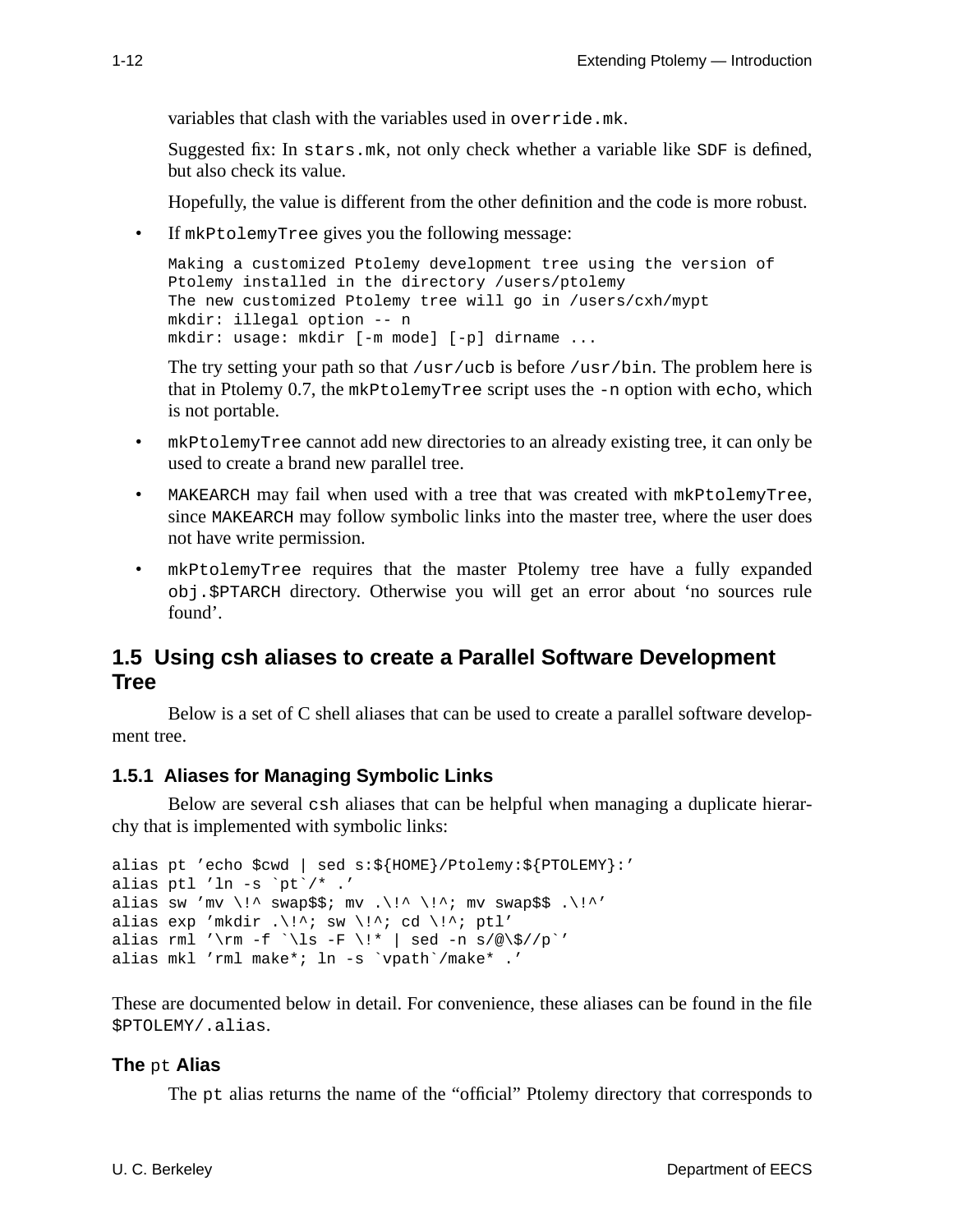variables that clash with the variables used in `override.mk`.

Suggested fix: In `stars.mk`, not only check whether a variable like `SDF` is defined, but also check its value.

Hopefully, the value is different from the other definition and the code is more robust.

- If `mkPtolemyTree` gives you the following message:

  ```
  Making a customized Ptolemy development tree using the version of
  Ptolemy installed in the directory /users/ptolemy
  The new customized Ptolemy tree will go in /users/cxh/mypt
  mkdir: illegal option -- n
  mkdir: usage: mkdir [-m mode] [-p] dirname ...
  ```

  The try setting your path so that `/usr/ucb` is before `/usr/bin`. The problem here is that in Ptolemy 0.7, the `mkPtolemyTree` script uses the `-n` option with `echo`, which is not portable.

- `mkPtolemyTree` cannot add new directories to an already existing tree, it can only be used to create a brand new parallel tree.

- `MAKEARCH` may fail when used with a tree that was created with `mkPtolemyTree`, since `MAKEARCH` may follow symbolic links into the master tree, where the user does not have write permission.

- `mkPtolemyTree` requires that the master Ptolemy tree have a fully expanded `obj.$PTARCH` directory. Otherwise you will get an error about ‘no sources rule found’.

## 1.5 Using csh aliases to create a Parallel Software Development Tree

Below is a set of C shell aliases that can be used to create a parallel software development tree.

### 1.5.1 Aliases for Managing Symbolic Links

Below are several `csh` aliases that can be helpful when managing a duplicate hierarchy that is implemented with symbolic links:

```
alias pt 'echo $cwd | sed s:${HOME}/Ptolemy:${PTOLEMY}:'
alias ptl 'ln -s `pt`/* .'
alias sw 'mv \!^ swap$$; mv .\!^ \!^; mv swap$$ .\!^'
alias exp 'mkdir .\!^; sw \!^; cd \!^; ptl'
alias rml '\rm -f `\ls -F \!* | sed -n s/@\$//p`'
alias mkl 'rml make*; ln -s `vpath`/make* .'
```

These are documented below in detail. For convenience, these aliases can be found in the file `$PTOLEMY/.alias`.

#### The `pt` Alias

The `pt` alias returns the name of the “official” Ptolemy directory that corresponds to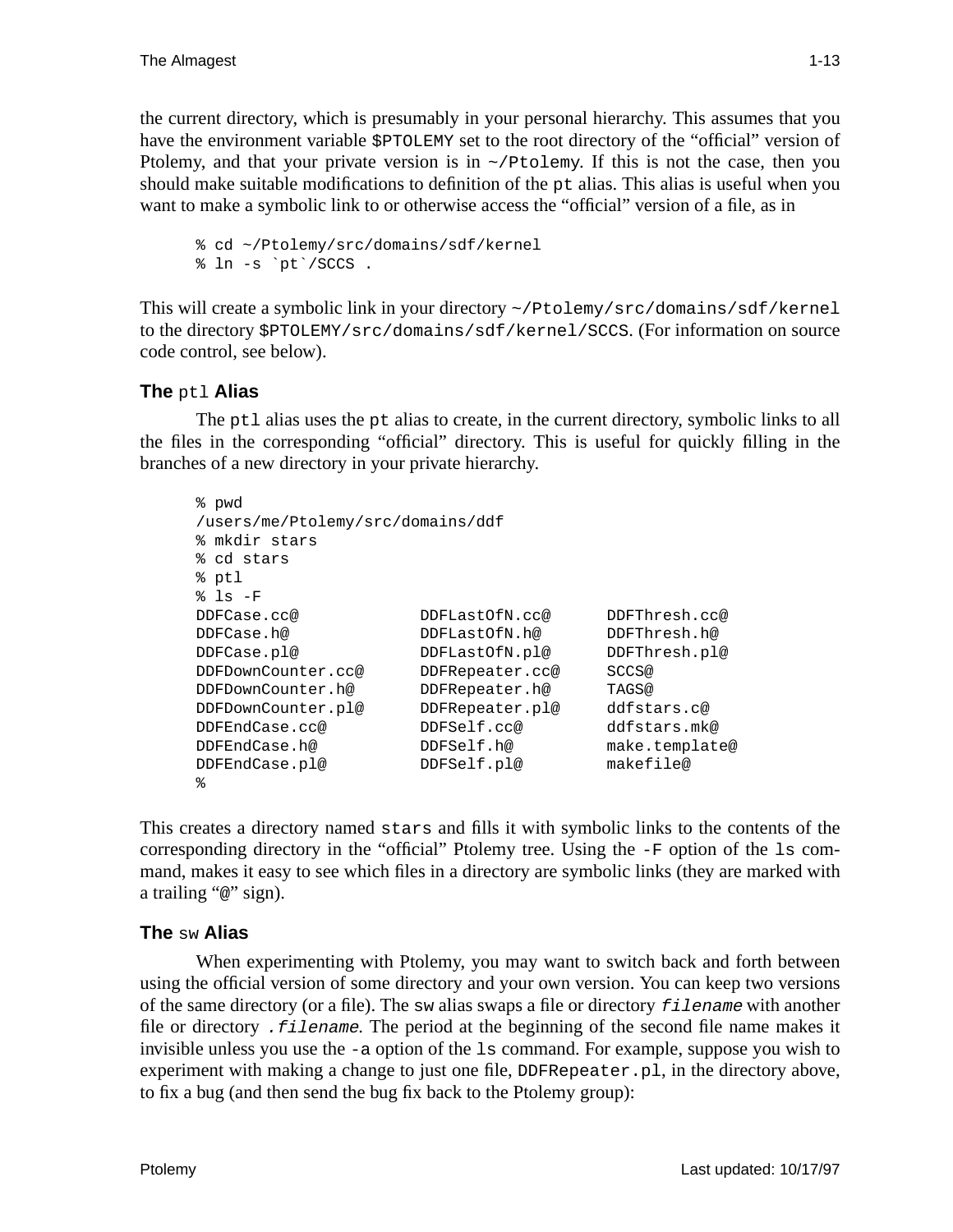the current directory, which is presumably in your personal hierarchy. This assumes that you have the environment variable `$PTOLEMY` set to the root directory of the "official" version of Ptolemy, and that your private version is in `~/Ptolemy`. If this is not the case, then you should make suitable modifications to definition of the `pt` alias. This alias is useful when you want to make a symbolic link to or otherwise access the "official" version of a file, as in

```
% cd ~/Ptolemy/src/domains/sdf/kernel
% ln -s `pt`/SCCS .
```

This will create a symbolic link in your directory `~/Ptolemy/src/domains/sdf/kernel` to the directory `$PTOLEMY/src/domains/sdf/kernel/SCCS`. (For information on source code control, see below).

### The `ptl` Alias

The `ptl` alias uses the `pt` alias to create, in the current directory, symbolic links to all the files in the corresponding "official" directory. This is useful for quickly filling in the branches of a new directory in your private hierarchy.

```
% pwd
/users/me/Ptolemy/src/domains/ddf
% mkdir stars
% cd stars
% ptl
% ls -F
DDFCase.cc@           DDFLastOfN.cc@      DDFThresh.cc@
DDFCase.h@            DDFLastOfN.h@       DDFThresh.h@
DDFCase.pl@           DDFLastOfN.pl@      DDFThresh.pl@
DDFDownCounter.cc@    DDFRepeater.cc@     SCCS@
DDFDownCounter.h@     DDFRepeater.h@      TAGS@
DDFDownCounter.pl@    DDFRepeater.pl@     ddfstars.c@
DDFEndCase.cc@        DDFSelf.cc@         ddfstars.mk@
DDFEndCase.h@         DDFSelf.h@          make.template@
DDFEndCase.pl@        DDFSelf.pl@         makefile@
%
```

This creates a directory named `stars` and fills it with symbolic links to the contents of the corresponding directory in the "official" Ptolemy tree. Using the `-F` option of the `ls` command, makes it easy to see which files in a directory are symbolic links (they are marked with a trailing "`@`" sign).

### The `sw` Alias

When experimenting with Ptolemy, you may want to switch back and forth between using the official version of some directory and your own version. You can keep two versions of the same directory (or a file). The `sw` alias swaps a file or directory *`filename`* with another file or directory *`.filename`*. The period at the beginning of the second file name makes it invisible unless you use the `-a` option of the `ls` command. For example, suppose you wish to experiment with making a change to just one file, `DDFRepeater.pl`, in the directory above, to fix a bug (and then send the bug fix back to the Ptolemy group):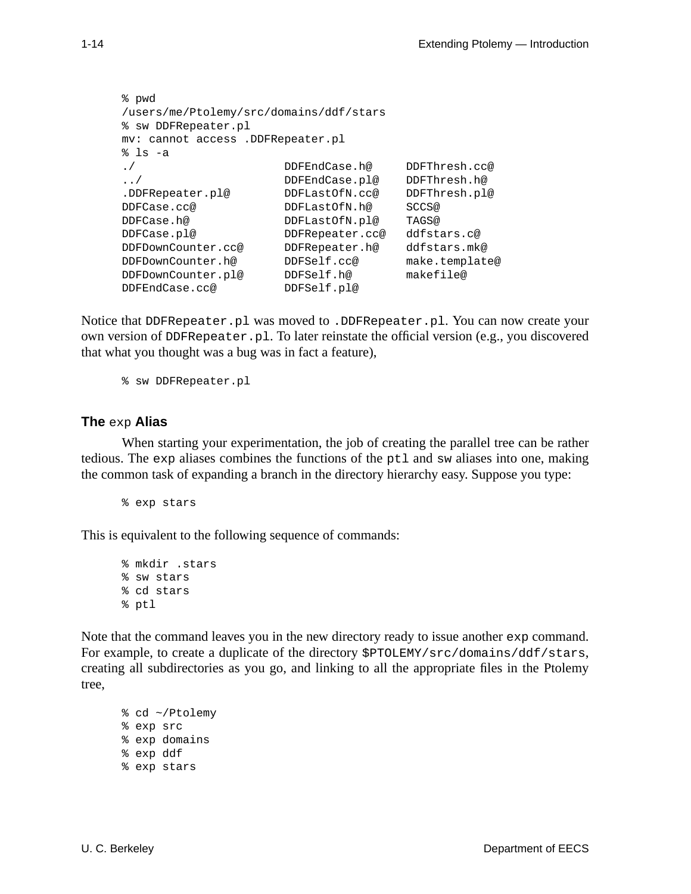```
% pwd
/users/me/Ptolemy/src/domains/ddf/stars
% sw DDFRepeater.pl
mv: cannot access .DDFRepeater.pl
% ls -a
./                    DDFEndCase.h@     DDFThresh.cc@
../                   DDFEndCase.pl@    DDFThresh.h@
.DDFRepeater.pl@      DDFLastOfN.cc@    DDFThresh.pl@
DDFCase.cc@           DDFLastOfN.h@     SCCS@
DDFCase.h@            DDFLastOfN.pl@    TAGS@
DDFCase.pl@           DDFRepeater.cc@   ddfstars.c@
DDFDownCounter.cc@    DDFRepeater.h@    ddfstars.mk@
DDFDownCounter.h@     DDFSelf.cc@       make.template@
DDFDownCounter.pl@    DDFSelf.h@        makefile@
DDFEndCase.cc@        DDFSelf.pl@
```

Notice that `DDFRepeater.pl` was moved to `.DDFRepeater.pl`. You can now create your own version of `DDFRepeater.pl`. To later reinstate the official version (e.g., you discovered that what you thought was a bug was in fact a feature),

```
% sw DDFRepeater.pl
```

### The `exp` Alias

When starting your experimentation, the job of creating the parallel tree can be rather tedious. The `exp` aliases combines the functions of the `ptl` and `sw` aliases into one, making the common task of expanding a branch in the directory hierarchy easy. Suppose you type:

```
% exp stars
```

This is equivalent to the following sequence of commands:

```
% mkdir .stars
% sw stars
% cd stars
% ptl
```

Note that the command leaves you in the new directory ready to issue another `exp` command. For example, to create a duplicate of the directory `$PTOLEMY/src/domains/ddf/stars`, creating all subdirectories as you go, and linking to all the appropriate files in the Ptolemy tree,

```
% cd ~/Ptolemy
% exp src
% exp domains
% exp ddf
% exp stars
```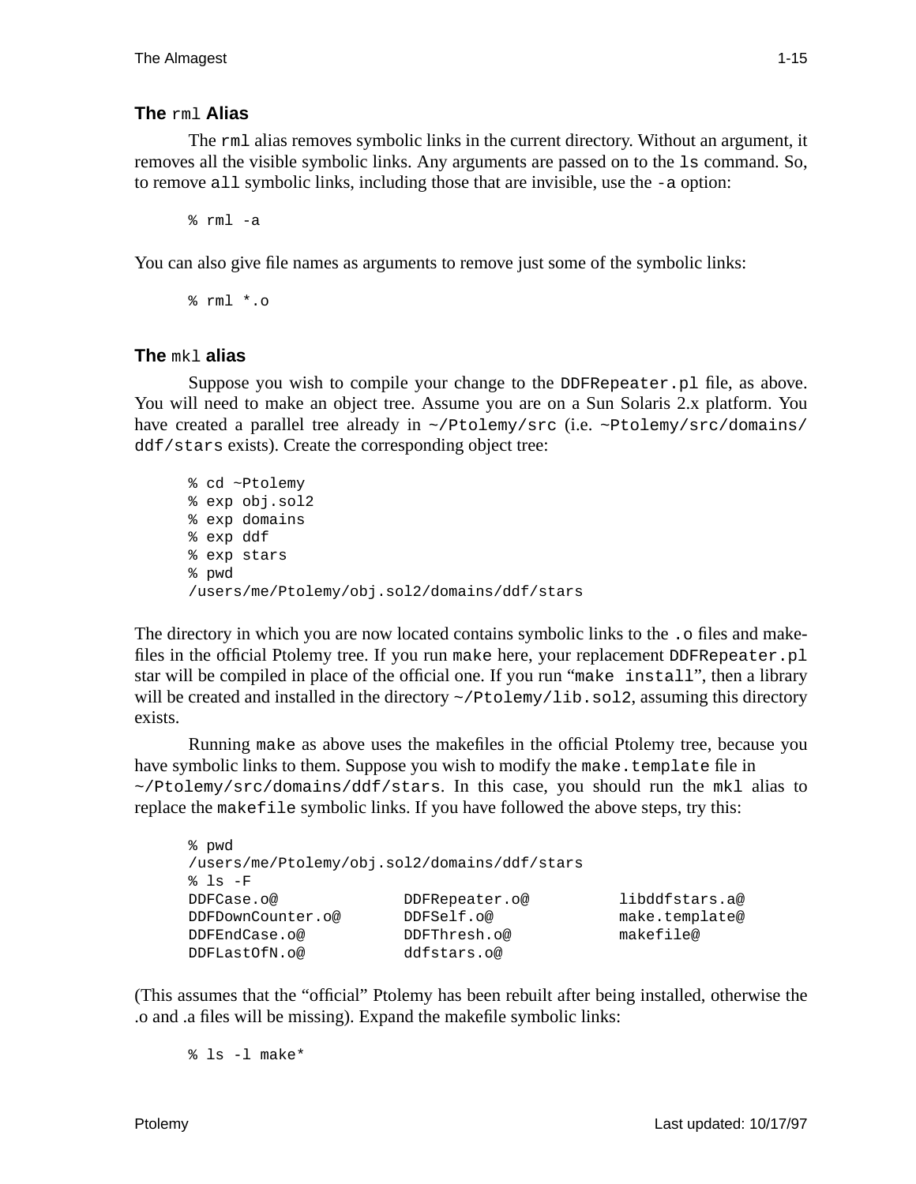### The `rml` Alias

The `rml` alias removes symbolic links in the current directory. Without an argument, it removes all the visible symbolic links. Any arguments are passed on to the `ls` command. So, to remove `all` symbolic links, including those that are invisible, use the `-a` option:

```
% rml -a
```

You can also give file names as arguments to remove just some of the symbolic links:

```
% rml *.o
```

### The `mkl` alias

Suppose you wish to compile your change to the `DDFRepeater.pl` file, as above. You will need to make an object tree. Assume you are on a Sun Solaris 2.x platform. You have created a parallel tree already in `~/Ptolemy/src` (i.e. `~Ptolemy/src/domains/ddf/stars` exists). Create the corresponding object tree:

```
% cd ~Ptolemy
% exp obj.sol2
% exp domains
% exp ddf
% exp stars
% pwd
/users/me/Ptolemy/obj.sol2/domains/ddf/stars
```

The directory in which you are now located contains symbolic links to the `.o` files and makefiles in the official Ptolemy tree. If you run `make` here, your replacement `DDFRepeater.pl` star will be compiled in place of the official one. If you run "`make install`", then a library will be created and installed in the directory `~/Ptolemy/lib.sol2`, assuming this directory exists.

Running `make` as above uses the makefiles in the official Ptolemy tree, because you have symbolic links to them. Suppose you wish to modify the `make.template` file in `~/Ptolemy/src/domains/ddf/stars`. In this case, you should run the `mkl` alias to replace the `makefile` symbolic links. If you have followed the above steps, try this:

```
% pwd
/users/me/Ptolemy/obj.sol2/domains/ddf/stars
% ls -F
DDFCase.o@           DDFRepeater.o@        libddfstars.a@
DDFDownCounter.o@    DDFSelf.o@            make.template@
DDFEndCase.o@        DDFThresh.o@          makefile@
DDFLastOfN.o@        ddfstars.o@
```

(This assumes that the "official" Ptolemy has been rebuilt after being installed, otherwise the .o and .a files will be missing). Expand the makefile symbolic links:

```
% ls -l make*
```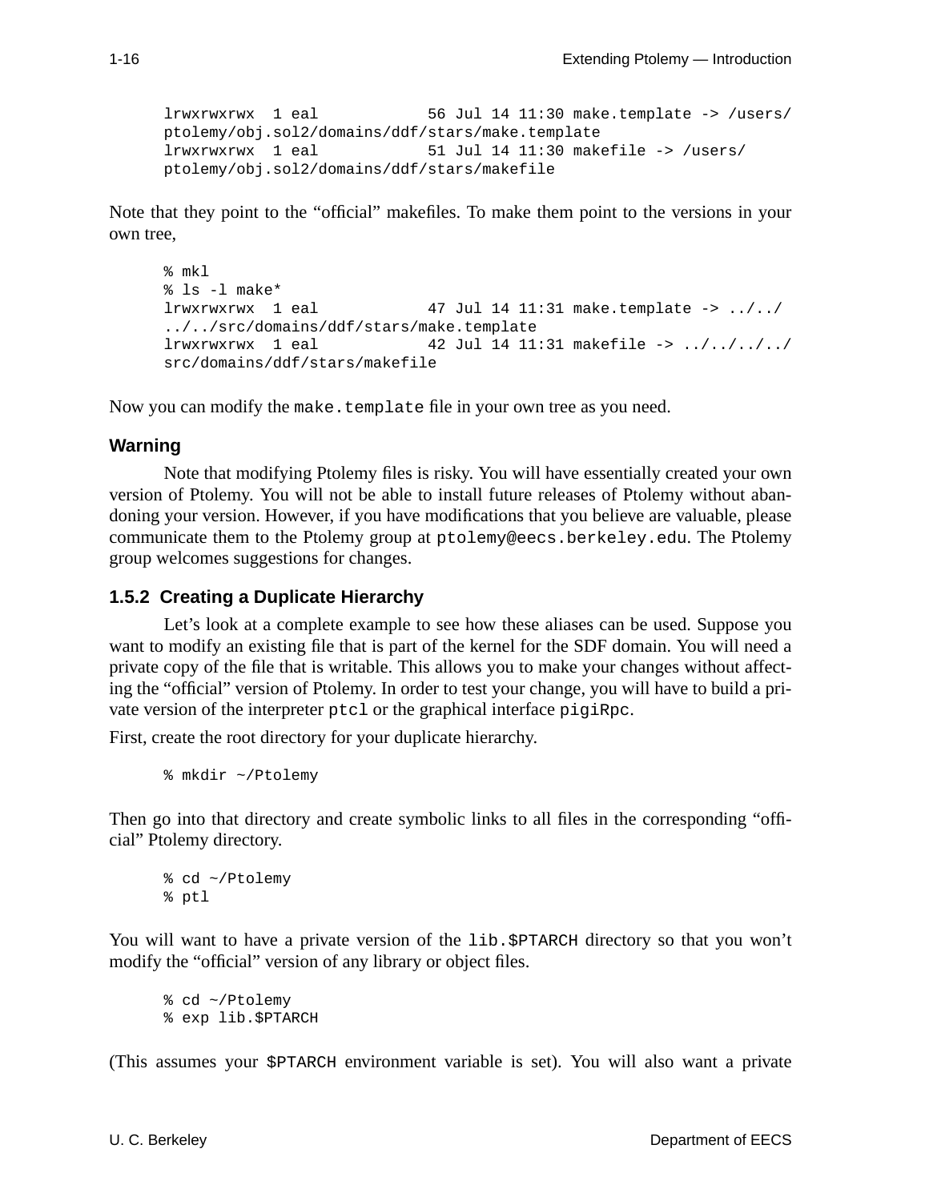```
lrwxrwxrwx  1 eal            56 Jul 14 11:30 make.template -> /users/
ptolemy/obj.sol2/domains/ddf/stars/make.template
lrwxrwxrwx  1 eal            51 Jul 14 11:30 makefile -> /users/
ptolemy/obj.sol2/domains/ddf/stars/makefile
```

Note that they point to the "official" makefiles. To make them point to the versions in your own tree,

```
% mkl
% ls -l make*
lrwxrwxrwx  1 eal            47 Jul 14 11:31 make.template -> ../../
../../src/domains/ddf/stars/make.template
lrwxrwxrwx  1 eal            42 Jul 14 11:31 makefile -> ../../../../
src/domains/ddf/stars/makefile
```

Now you can modify the `make.template` file in your own tree as you need.

### Warning

Note that modifying Ptolemy files is risky. You will have essentially created your own version of Ptolemy. You will not be able to install future releases of Ptolemy without abandoning your version. However, if you have modifications that you believe are valuable, please communicate them to the Ptolemy group at `ptolemy@eecs.berkeley.edu`. The Ptolemy group welcomes suggestions for changes.

### 1.5.2 Creating a Duplicate Hierarchy

Let's look at a complete example to see how these aliases can be used. Suppose you want to modify an existing file that is part of the kernel for the SDF domain. You will need a private copy of the file that is writable. This allows you to make your changes without affecting the "official" version of Ptolemy. In order to test your change, you will have to build a private version of the interpreter `ptcl` or the graphical interface `pigiRpc`.

First, create the root directory for your duplicate hierarchy.

```
% mkdir ~/Ptolemy
```

Then go into that directory and create symbolic links to all files in the corresponding "official" Ptolemy directory.

```
% cd ~/Ptolemy
% ptl
```

You will want to have a private version of the `lib.$PTARCH` directory so that you won't modify the "official" version of any library or object files.

```
% cd ~/Ptolemy
% exp lib.$PTARCH
```

(This assumes your `$PTARCH` environment variable is set). You will also want a private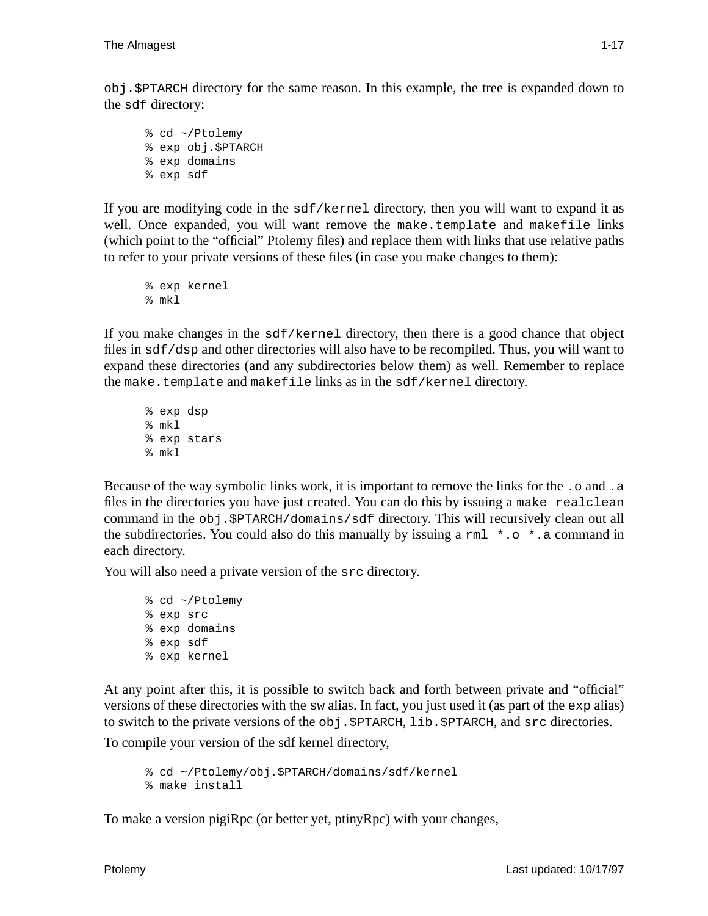`obj.$PTARCH` directory for the same reason. In this example, the tree is expanded down to the `sdf` directory:

```
% cd ~/Ptolemy
% exp obj.$PTARCH
% exp domains
% exp sdf
```

If you are modifying code in the `sdf/kernel` directory, then you will want to expand it as well. Once expanded, you will want remove the `make.template` and `makefile` links (which point to the “official” Ptolemy files) and replace them with links that use relative paths to refer to your private versions of these files (in case you make changes to them):

```
% exp kernel
% mkl
```

If you make changes in the `sdf/kernel` directory, then there is a good chance that object files in `sdf/dsp` and other directories will also have to be recompiled. Thus, you will want to expand these directories (and any subdirectories below them) as well. Remember to replace the `make.template` and `makefile` links as in the `sdf/kernel` directory.

```
% exp dsp
% mkl
% exp stars
% mkl
```

Because of the way symbolic links work, it is important to remove the links for the `.o` and `.a` files in the directories you have just created. You can do this by issuing a `make realclean` command in the `obj.$PTARCH/domains/sdf` directory. This will recursively clean out all the subdirectories. You could also do this manually by issuing a `rml *.o *.a` command in each directory.

You will also need a private version of the `src` directory.

```
% cd ~/Ptolemy
% exp src
% exp domains
% exp sdf
% exp kernel
```

At any point after this, it is possible to switch back and forth between private and “official” versions of these directories with the `sw` alias. In fact, you just used it (as part of the `exp` alias) to switch to the private versions of the `obj.$PTARCH`, `lib.$PTARCH`, and `src` directories.

To compile your version of the sdf kernel directory,

```
% cd ~/Ptolemy/obj.$PTARCH/domains/sdf/kernel
% make install
```

To make a version pigiRpc (or better yet, ptinyRpc) with your changes,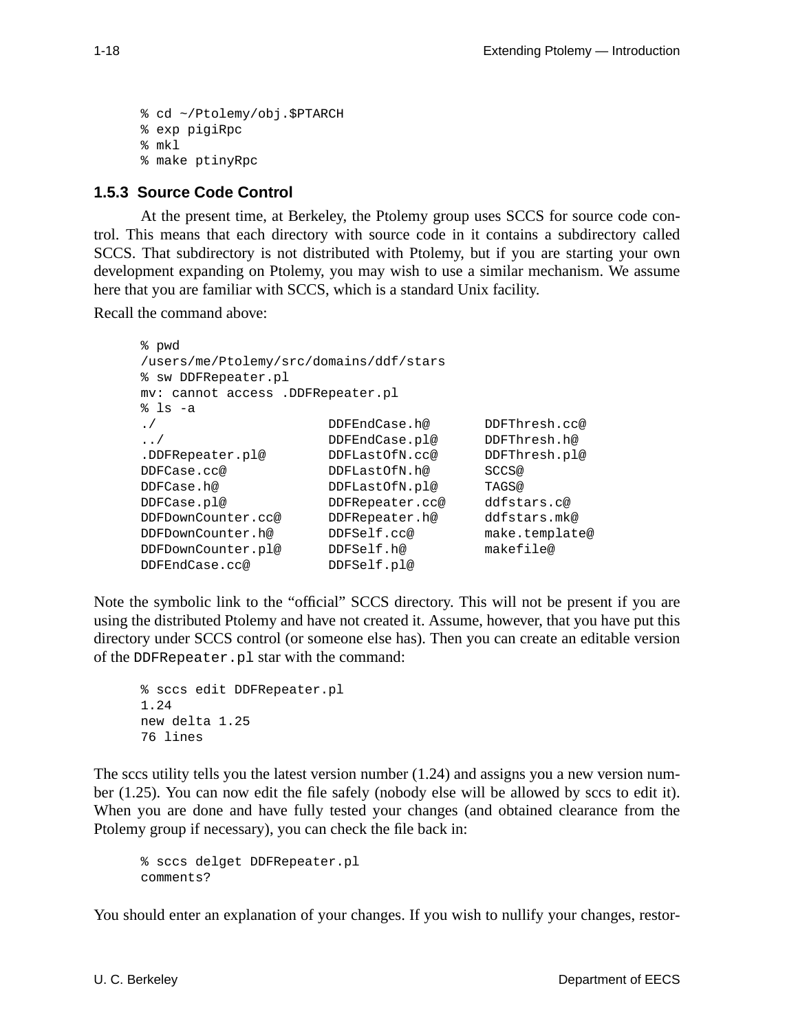```
% cd ~/Ptolemy/obj.$PTARCH
% exp pigiRpc
% mkl
% make ptinyRpc
```

### 1.5.3 Source Code Control

At the present time, at Berkeley, the Ptolemy group uses SCCS for source code control. This means that each directory with source code in it contains a subdirectory called SCCS. That subdirectory is not distributed with Ptolemy, but if you are starting your own development expanding on Ptolemy, you may wish to use a similar mechanism. We assume here that you are familiar with SCCS, which is a standard Unix facility.

Recall the command above:

```
% pwd
/users/me/Ptolemy/src/domains/ddf/stars
% sw DDFRepeater.pl
mv: cannot access .DDFRepeater.pl
% ls -a
./                    DDFEndCase.h@       DDFThresh.cc@
../                   DDFEndCase.pl@      DDFThresh.h@
.DDFRepeater.pl@      DDFLastOfN.cc@      DDFThresh.pl@
DDFCase.cc@           DDFLastOfN.h@       SCCS@
DDFCase.h@            DDFLastOfN.pl@      TAGS@
DDFCase.pl@           DDFRepeater.cc@     ddfstars.c@
DDFDownCounter.cc@    DDFRepeater.h@      ddfstars.mk@
DDFDownCounter.h@     DDFSelf.cc@         make.template@
DDFDownCounter.pl@    DDFSelf.h@          makefile@
DDFEndCase.cc@        DDFSelf.pl@
```

Note the symbolic link to the "official" SCCS directory. This will not be present if you are using the distributed Ptolemy and have not created it. Assume, however, that you have put this directory under SCCS control (or someone else has). Then you can create an editable version of the `DDFRepeater.pl` star with the command:

```
% sccs edit DDFRepeater.pl
1.24
new delta 1.25
76 lines
```

The sccs utility tells you the latest version number (1.24) and assigns you a new version number (1.25). You can now edit the file safely (nobody else will be allowed by sccs to edit it). When you are done and have fully tested your changes (and obtained clearance from the Ptolemy group if necessary), you can check the file back in:

```
% sccs delget DDFRepeater.pl
comments?
```

You should enter an explanation of your changes. If you wish to nullify your changes, restor-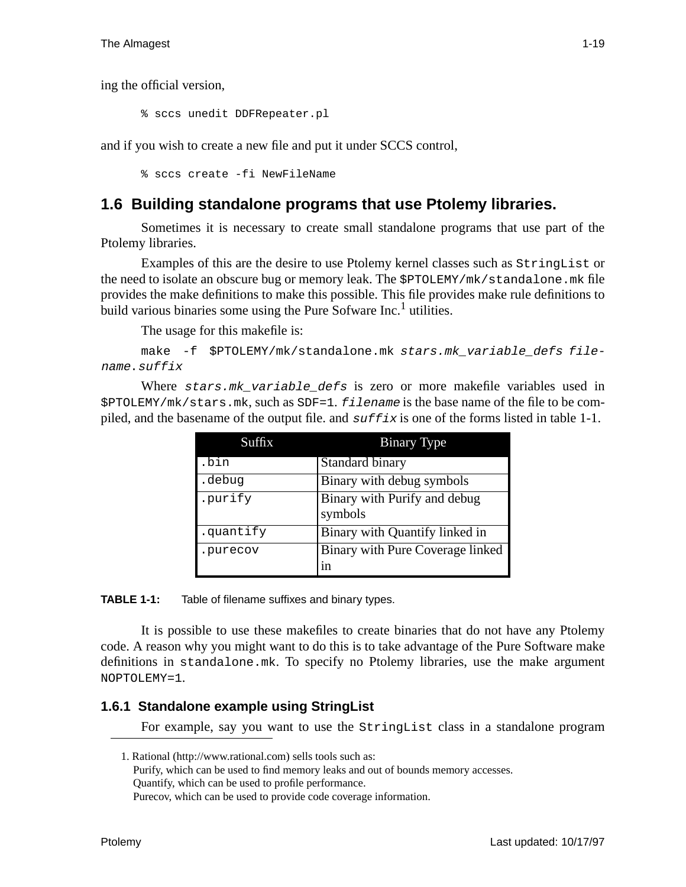ing the official version,

```
% sccs unedit DDFRepeater.pl
```

and if you wish to create a new file and put it under SCCS control,

```
% sccs create -fi NewFileName
```

## 1.6 Building standalone programs that use Ptolemy libraries.

Sometimes it is necessary to create small standalone programs that use part of the Ptolemy libraries.

Examples of this are the desire to use Ptolemy kernel classes such as `StringList` or the need to isolate an obscure bug or memory leak. The `$PTOLEMY/mk/standalone.mk` file provides the make definitions to make this possible. This file provides make rule definitions to build various binaries some using the Pure Sofware Inc.[1] utilities.

The usage for this makefile is:

`make -f $PTOLEMY/mk/standalone.mk` *`stars.mk_variable_defs filename.suffix`*

Where *`stars.mk_variable_defs`* is zero or more makefile variables used in `$PTOLEMY/mk/stars.mk`, such as `SDF=1`. *`filename`* is the base name of the file to be compiled, and the basename of the output file. and *`suffix`* is one of the forms listed in table 1-1.

| Suffix | Binary Type |
|---|---|
| `.bin` | Standard binary |
| `.debug` | Binary with debug symbols |
| `.purify` | Binary with Purify and debug symbols |
| `.quantify` | Binary with Quantify linked in |
| `.purecov` | Binary with Pure Coverage linked in |

**TABLE 1-1:** Table of filename suffixes and binary types.

It is possible to use these makefiles to create binaries that do not have any Ptolemy code. A reason why you might want to do this is to take advantage of the Pure Software make definitions in `standalone.mk`. To specify no Ptolemy libraries, use the make argument `NOPTOLEMY=1`.

### 1.6.1 Standalone example using StringList

For example, say you want to use the `StringList` class in a standalone program

---

1. Rational (http://www.rational.com) sells tools such as:
Purify, which can be used to find memory leaks and out of bounds memory accesses.
Quantify, which can be used to profile performance.
Purecov, which can be used to provide code coverage information.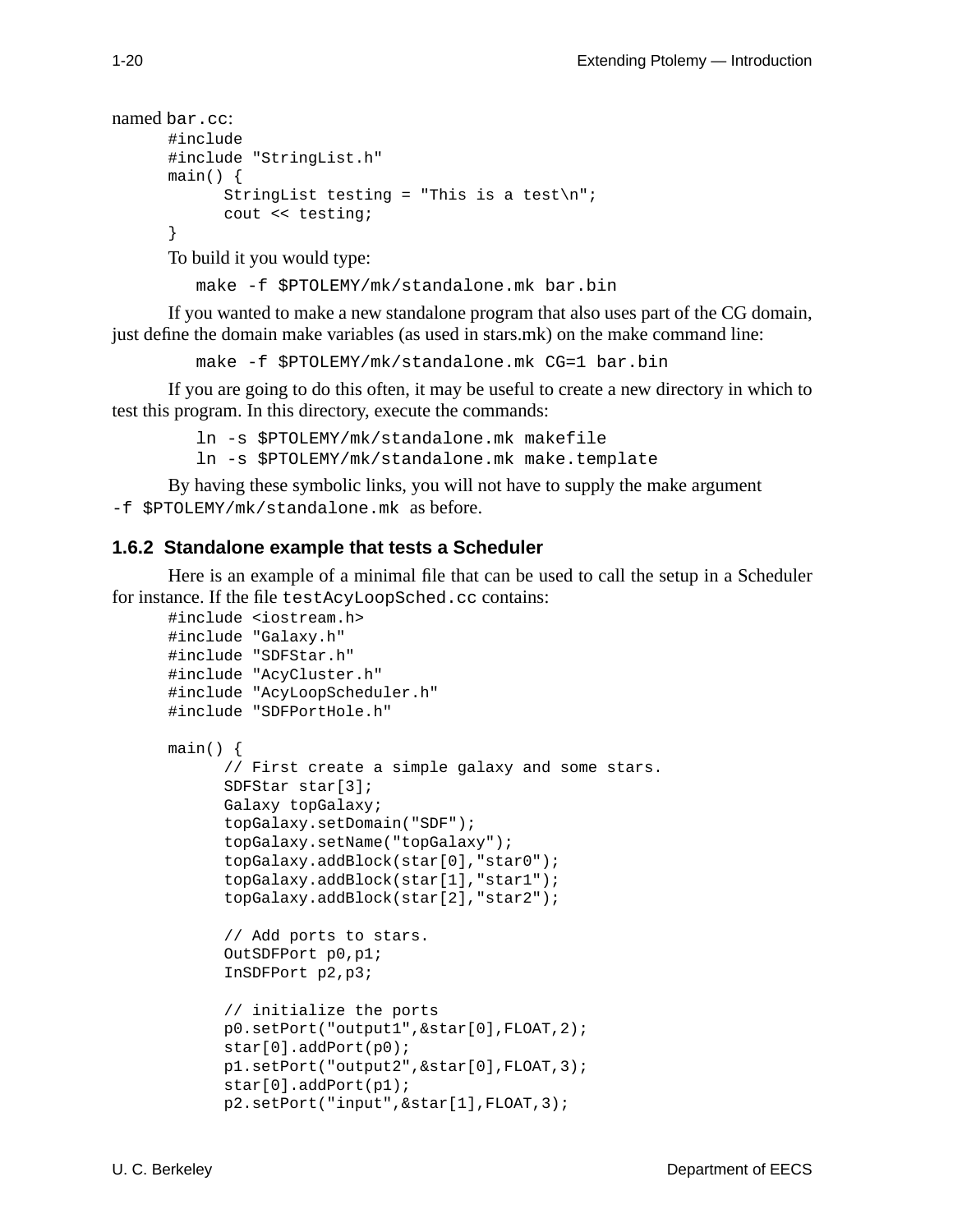named bar.cc:

```
#include
#include "StringList.h"
main() {
      StringList testing = "This is a test\n";
      cout << testing;
}
```

To build it you would type:

```
make -f $PTOLEMY/mk/standalone.mk bar.bin
```

If you wanted to make a new standalone program that also uses part of the CG domain, just define the domain make variables (as used in stars.mk) on the make command line:

```
make -f $PTOLEMY/mk/standalone.mk CG=1 bar.bin
```

If you are going to do this often, it may be useful to create a new directory in which to test this program. In this directory, execute the commands:

```
ln -s $PTOLEMY/mk/standalone.mk makefile
ln -s $PTOLEMY/mk/standalone.mk make.template
```

By having these symbolic links, you will not have to supply the make argument `-f $PTOLEMY/mk/standalone.mk` as before.

### 1.6.2 Standalone example that tests a Scheduler

Here is an example of a minimal file that can be used to call the setup in a Scheduler for instance. If the file testAcyLoopSched.cc contains:

```
#include <iostream.h>
#include "Galaxy.h"
#include "SDFStar.h"
#include "AcyCluster.h"
#include "AcyLoopScheduler.h"
#include "SDFPortHole.h"

main() {
      // First create a simple galaxy and some stars.
      SDFStar star[3];
      Galaxy topGalaxy;
      topGalaxy.setDomain("SDF");
      topGalaxy.setName("topGalaxy");
      topGalaxy.addBlock(star[0],"star0");
      topGalaxy.addBlock(star[1],"star1");
      topGalaxy.addBlock(star[2],"star2");

      // Add ports to stars.
      OutSDFPort p0,p1;
      InSDFPort p2,p3;

      // initialize the ports
      p0.setPort("output1",&star[0],FLOAT,2);
      star[0].addPort(p0);
      p1.setPort("output2",&star[0],FLOAT,3);
      star[0].addPort(p1);
      p2.setPort("input",&star[1],FLOAT,3);
```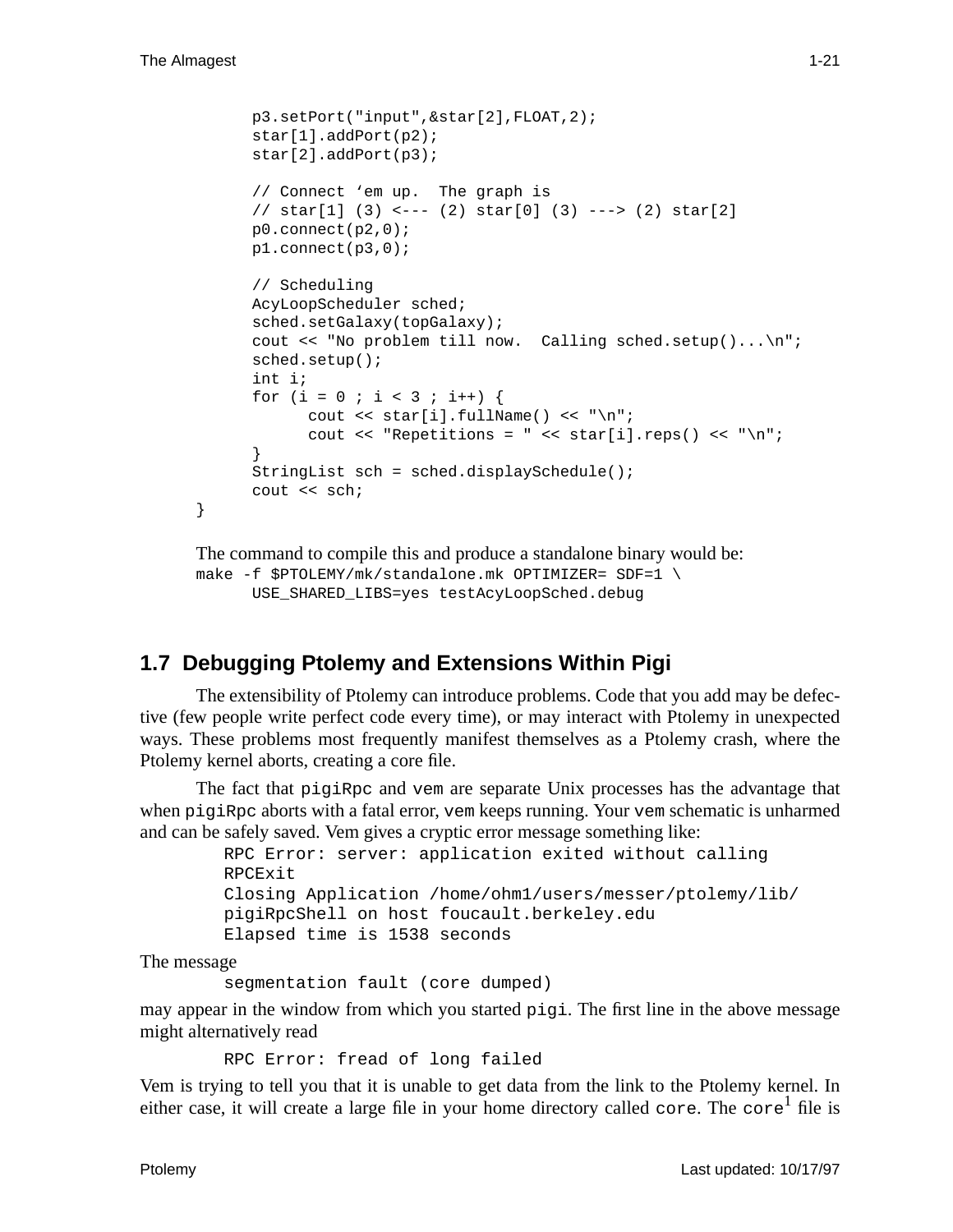```
        p3.setPort("input",&star[2],FLOAT,2);
        star[1].addPort(p2);
        star[2].addPort(p3);

        // Connect 'em up.  The graph is
        // star[1] (3) <--- (2) star[0] (3) ---> (2) star[2]
        p0.connect(p2,0);
        p1.connect(p3,0);

        // Scheduling
        AcyLoopScheduler sched;
        sched.setGalaxy(topGalaxy);
        cout << "No problem till now.  Calling sched.setup()...\n";
        sched.setup();
        int i;
        for (i = 0 ; i < 3 ; i++) {
              cout << star[i].fullName() << "\n";
              cout << "Repetitions = " << star[i].reps() << "\n";
        }
        StringList sch = sched.displaySchedule();
        cout << sch;
}
```

The command to compile this and produce a standalone binary would be:

```
make -f $PTOLEMY/mk/standalone.mk OPTIMIZER= SDF=1 \
      USE_SHARED_LIBS=yes testAcyLoopSched.debug
```

## 1.7 Debugging Ptolemy and Extensions Within Pigi

The extensibility of Ptolemy can introduce problems. Code that you add may be defective (few people write perfect code every time), or may interact with Ptolemy in unexpected ways. These problems most frequently manifest themselves as a Ptolemy crash, where the Ptolemy kernel aborts, creating a core file.

The fact that `pigiRpc` and `vem` are separate Unix processes has the advantage that when `pigiRpc` aborts with a fatal error, `vem` keeps running. Your `vem` schematic is unharmed and can be safely saved. Vem gives a cryptic error message something like:

```
RPC Error: server: application exited without calling
RPCExit
Closing Application /home/ohm1/users/messer/ptolemy/lib/
pigiRpcShell on host foucault.berkeley.edu
Elapsed time is 1538 seconds
```

The message

```
segmentation fault (core dumped)
```

may appear in the window from which you started `pigi`. The first line in the above message might alternatively read

```
RPC Error: fread of long failed
```

Vem is trying to tell you that it is unable to get data from the link to the Ptolemy kernel. In either case, it will create a large file in your home directory called `core`. The `core`[1] file is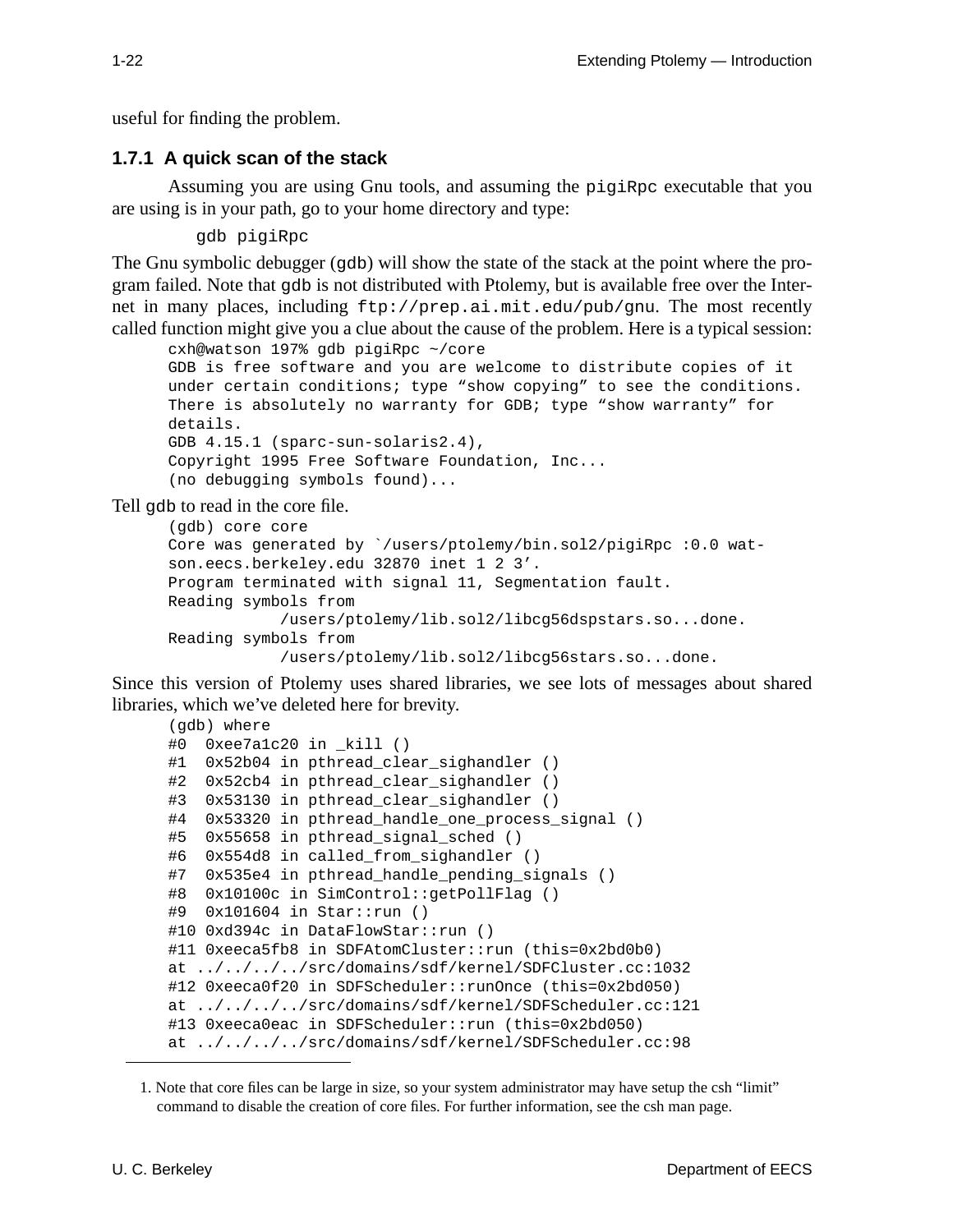useful for finding the problem.

### 1.7.1 A quick scan of the stack

Assuming you are using Gnu tools, and assuming the `pigiRpc` executable that you are using is in your path, go to your home directory and type:

```
gdb pigiRpc
```

The Gnu symbolic debugger (`gdb`) will show the state of the stack at the point where the program failed. Note that `gdb` is not distributed with Ptolemy, but is available free over the Internet in many places, including `ftp://prep.ai.mit.edu/pub/gnu`. The most recently called function might give you a clue about the cause of the problem. Here is a typical session:

```
cxh@watson 197% gdb pigiRpc ~/core
GDB is free software and you are welcome to distribute copies of it
under certain conditions; type "show copying" to see the conditions.
There is absolutely no warranty for GDB; type "show warranty" for
details.
GDB 4.15.1 (sparc-sun-solaris2.4),
Copyright 1995 Free Software Foundation, Inc...
(no debugging symbols found)...
```

Tell `gdb` to read in the core file.

```
(gdb) core core
Core was generated by `/users/ptolemy/bin.sol2/pigiRpc :0.0 wat-
son.eecs.berkeley.edu 32870 inet 1 2 3'.
Program terminated with signal 11, Segmentation fault.
Reading symbols from
            /users/ptolemy/lib.sol2/libcg56dspstars.so...done.
Reading symbols from
            /users/ptolemy/lib.sol2/libcg56stars.so...done.
```

Since this version of Ptolemy uses shared libraries, we see lots of messages about shared libraries, which we've deleted here for brevity.

```
(gdb) where
#0  0xee7a1c20 in _kill ()
#1  0x52b04 in pthread_clear_sighandler ()
#2  0x52cb4 in pthread_clear_sighandler ()
#3  0x53130 in pthread_clear_sighandler ()
#4  0x53320 in pthread_handle_one_process_signal ()
#5  0x55658 in pthread_signal_sched ()
#6  0x554d8 in called_from_sighandler ()
#7  0x535e4 in pthread_handle_pending_signals ()
#8  0x10100c in SimControl::getPollFlag ()
#9  0x101604 in Star::run ()
#10 0xd394c in DataFlowStar::run ()
#11 0xeeca5fb8 in SDFAtomCluster::run (this=0x2bd0b0)
at ../../../../src/domains/sdf/kernel/SDFCluster.cc:1032
#12 0xeeca0f20 in SDFScheduler::runOnce (this=0x2bd050)
at ../../../../src/domains/sdf/kernel/SDFScheduler.cc:121
#13 0xeeca0eac in SDFScheduler::run (this=0x2bd050)
at ../../../../src/domains/sdf/kernel/SDFScheduler.cc:98
```

1. Note that core files can be large in size, so your system administrator may have setup the csh "limit" command to disable the creation of core files. For further information, see the csh man page.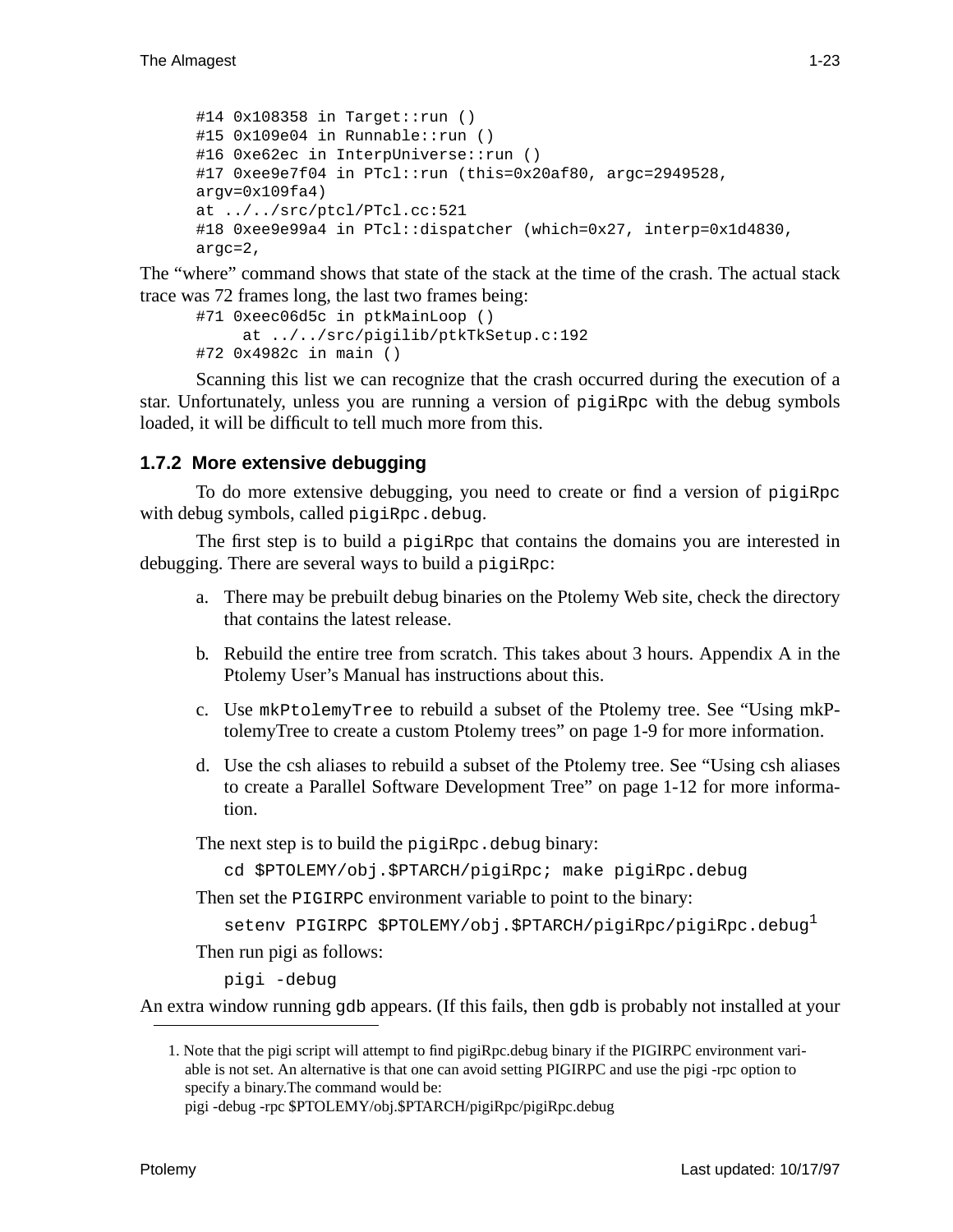```
#14 0x108358 in Target::run ()
#15 0x109e04 in Runnable::run ()
#16 0xe62ec in InterpUniverse::run ()
#17 0xee9e7f04 in PTcl::run (this=0x20af80, argc=2949528,
argv=0x109fa4)
at ../../src/ptcl/PTcl.cc:521
#18 0xee9e99a4 in PTcl::dispatcher (which=0x27, interp=0x1d4830,
argc=2,
```

The “where” command shows that state of the stack at the time of the crash. The actual stack trace was 72 frames long, the last two frames being:

```
#71 0xeec06d5c in ptkMainLoop ()
     at ../../src/pigilib/ptkTkSetup.c:192
#72 0x4982c in main ()
```

Scanning this list we can recognize that the crash occurred during the execution of a star. Unfortunately, unless you are running a version of `pigiRpc` with the debug symbols loaded, it will be difficult to tell much more from this.

### 1.7.2 More extensive debugging

To do more extensive debugging, you need to create or find a version of `pigiRpc` with debug symbols, called `pigiRpc.debug`.

The first step is to build a `pigiRpc` that contains the domains you are interested in debugging. There are several ways to build a `pigiRpc`:

a. There may be prebuilt debug binaries on the Ptolemy Web site, check the directory that contains the latest release.

b. Rebuild the entire tree from scratch. This takes about 3 hours. Appendix A in the Ptolemy User’s Manual has instructions about this.

c. Use `mkPtolemyTree` to rebuild a subset of the Ptolemy tree. See “Using mkPtolemyTree to create a custom Ptolemy trees” on page 1-9 for more information.

d. Use the csh aliases to rebuild a subset of the Ptolemy tree. See “Using csh aliases to create a Parallel Software Development Tree” on page 1-12 for more information.

The next step is to build the `pigiRpc.debug` binary:

```
cd $PTOLEMY/obj.$PTARCH/pigiRpc; make pigiRpc.debug
```

Then set the `PIGIRPC` environment variable to point to the binary:

```
setenv PIGIRPC $PTOLEMY/obj.$PTARCH/pigiRpc/pigiRpc.debug
```
[1]

Then run pigi as follows:

```
pigi -debug
```

An extra window running `gdb` appears. (If this fails, then `gdb` is probably not installed at your

---

1. Note that the pigi script will attempt to find pigiRpc.debug binary if the PIGIRPC environment variable is not set. An alternative is that one can avoid setting PIGIRPC and use the pigi -rpc option to specify a binary.The command would be:
pigi -debug -rpc $PTOLEMY/obj.$PTARCH/pigiRpc/pigiRpc.debug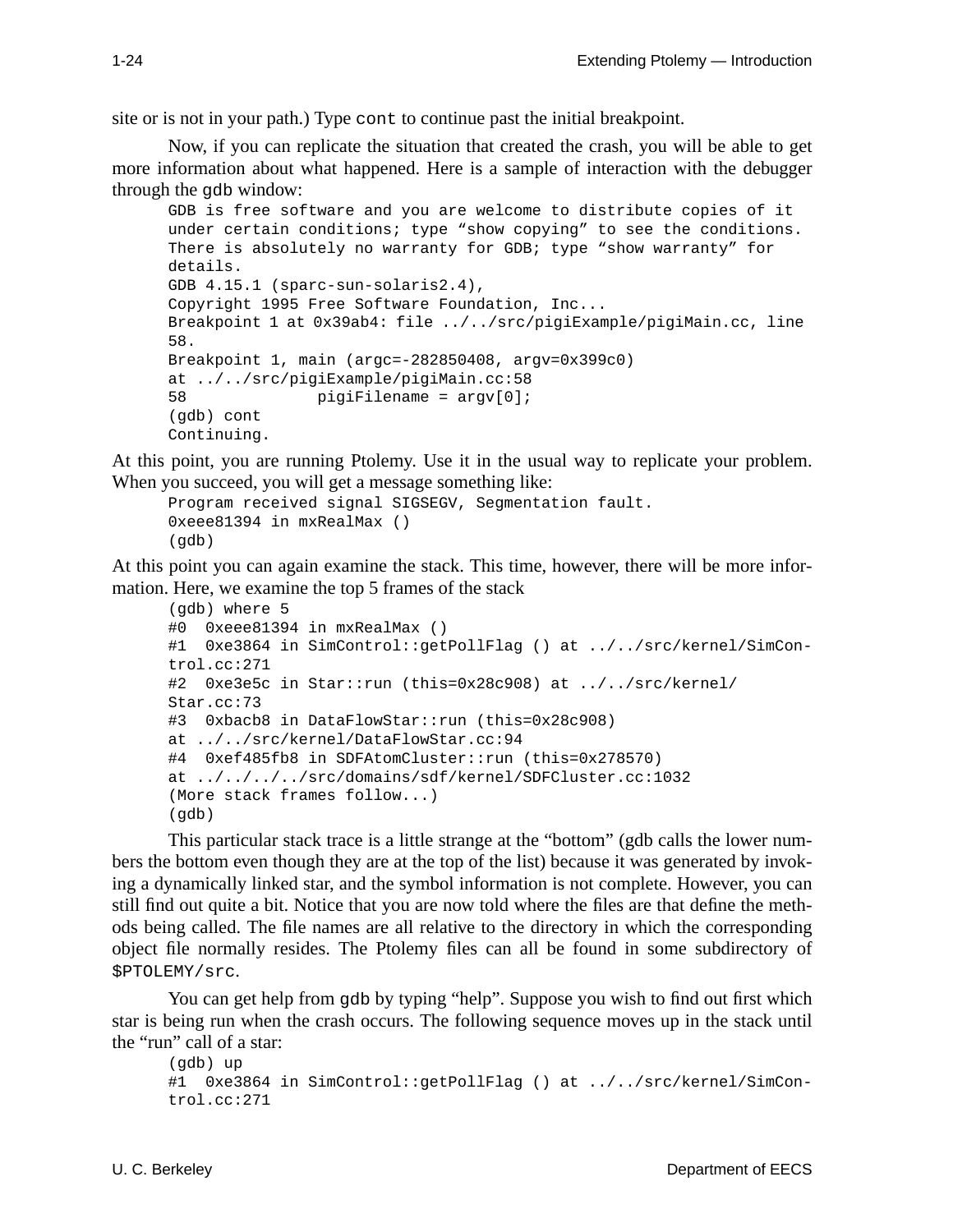site or is not in your path.) Type `cont` to continue past the initial breakpoint.

Now, if you can replicate the situation that created the crash, you will be able to get more information about what happened. Here is a sample of interaction with the debugger through the gdb window:

```
GDB is free software and you are welcome to distribute copies of it
under certain conditions; type “show copying” to see the conditions.
There is absolutely no warranty for GDB; type “show warranty” for
details.
GDB 4.15.1 (sparc-sun-solaris2.4),
Copyright 1995 Free Software Foundation, Inc...
Breakpoint 1 at 0x39ab4: file ../../src/pigiExample/pigiMain.cc, line
58.
Breakpoint 1, main (argc=-282850408, argv=0x399c0)
at ../../src/pigiExample/pigiMain.cc:58
58              pigiFilename = argv[0];
(gdb) cont
Continuing.
```

At this point, you are running Ptolemy. Use it in the usual way to replicate your problem. When you succeed, you will get a message something like:

```
Program received signal SIGSEGV, Segmentation fault.
0xeee81394 in mxRealMax ()
(gdb)
```

At this point you can again examine the stack. This time, however, there will be more information. Here, we examine the top 5 frames of the stack

```
(gdb) where 5
#0  0xeee81394 in mxRealMax ()
#1  0xe3864 in SimControl::getPollFlag () at ../../src/kernel/SimCon-
trol.cc:271
#2  0xe3e5c in Star::run (this=0x28c908) at ../../src/kernel/
Star.cc:73
#3  0xbacb8 in DataFlowStar::run (this=0x28c908)
at ../../src/kernel/DataFlowStar.cc:94
#4  0xef485fb8 in SDFAtomCluster::run (this=0x278570)
at ../../../../src/domains/sdf/kernel/SDFCluster.cc:1032
(More stack frames follow...)
(gdb)
```

This particular stack trace is a little strange at the “bottom” (gdb calls the lower numbers the bottom even though they are at the top of the list) because it was generated by invoking a dynamically linked star, and the symbol information is not complete. However, you can still find out quite a bit. Notice that you are now told where the files are that define the methods being called. The file names are all relative to the directory in which the corresponding object file normally resides. The Ptolemy files can all be found in some subdirectory of `$PTOLEMY/src`.

You can get help from gdb by typing “help”. Suppose you wish to find out first which star is being run when the crash occurs. The following sequence moves up in the stack until the “run” call of a star:

```
(gdb) up
#1  0xe3864 in SimControl::getPollFlag () at ../../src/kernel/SimCon-
trol.cc:271
```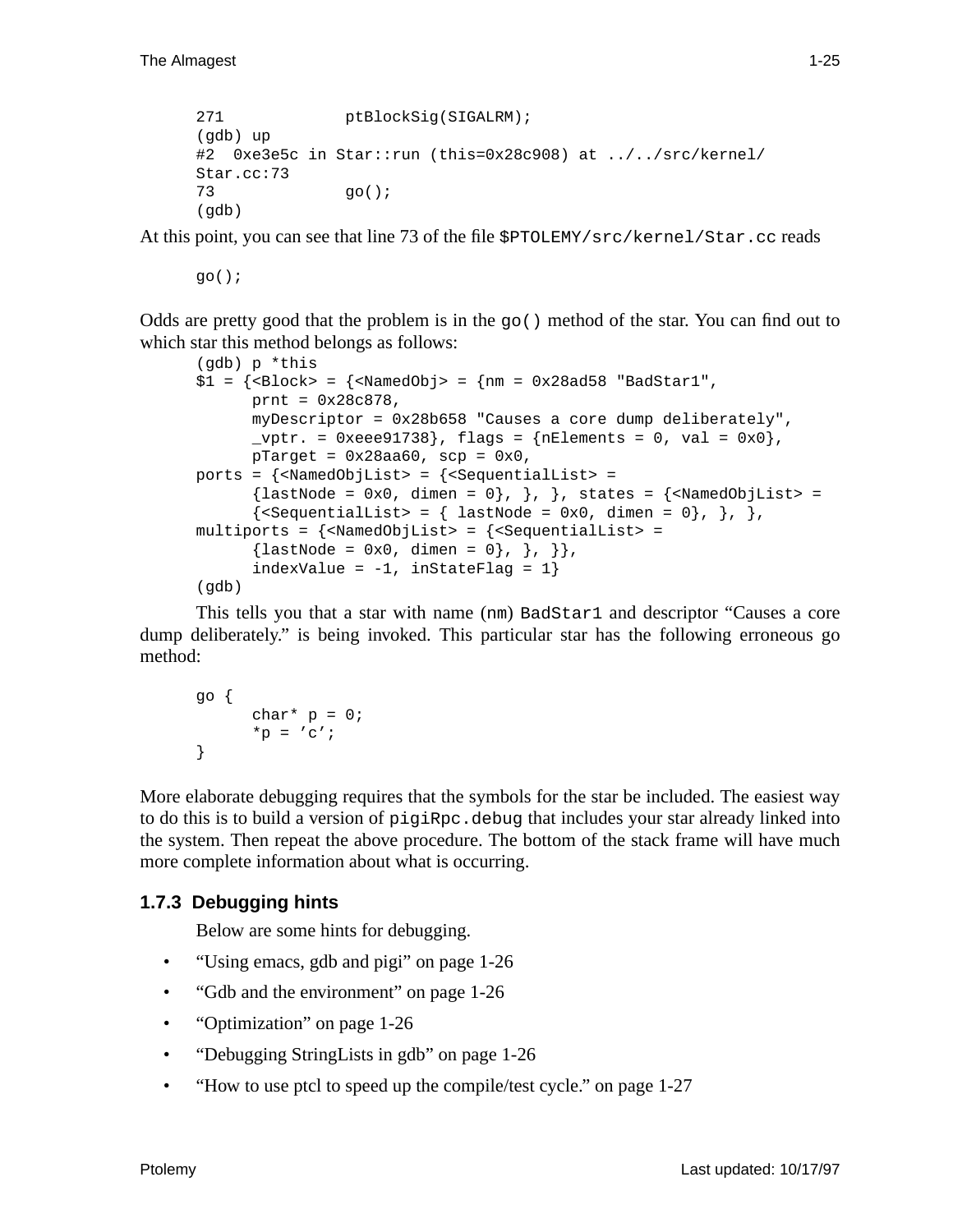```
271             ptBlockSig(SIGALRM);
(gdb) up
#2  0xe3e5c in Star::run (this=0x28c908) at ../../src/kernel/
Star.cc:73
73              go();
(gdb)
```

At this point, you can see that line 73 of the file `$PTOLEMY/src/kernel/Star.cc` reads

```
go();
```

Odds are pretty good that the problem is in the `go()` method of the star. You can find out to which star this method belongs as follows:

```
(gdb) p *this
$1 = {<Block> = {<NamedObj> = {nm = 0x28ad58 "BadStar1",
      prnt = 0x28c878,
      myDescriptor = 0x28b658 "Causes a core dump deliberately",
      _vptr. = 0xeee91738}, flags = {nElements = 0, val = 0x0},
      pTarget = 0x28aa60, scp = 0x0,
ports = {<NamedObjList> = {<SequentialList> =
      {lastNode = 0x0, dimen = 0}, }, }, states = {<NamedObjList> =
      {<SequentialList> = { lastNode = 0x0, dimen = 0}, }, },
multiports = {<NamedObjList> = {<SequentialList> =
      {lastNode = 0x0, dimen = 0}, }, }},
      indexValue = -1, inStateFlag = 1}
(gdb)
```

This tells you that a star with name (`nm`) `BadStar1` and descriptor "Causes a core dump deliberately." is being invoked. This particular star has the following erroneous go method:

```
go {
      char* p = 0;
      *p = 'c';
}
```

More elaborate debugging requires that the symbols for the star be included. The easiest way to do this is to build a version of `pigiRpc.debug` that includes your star already linked into the system. Then repeat the above procedure. The bottom of the stack frame will have much more complete information about what is occurring.

### 1.7.3 Debugging hints

Below are some hints for debugging.

- "Using emacs, gdb and pigi" on page 1-26
- "Gdb and the environment" on page 1-26
- "Optimization" on page 1-26
- "Debugging StringLists in gdb" on page 1-26
- "How to use ptcl to speed up the compile/test cycle." on page 1-27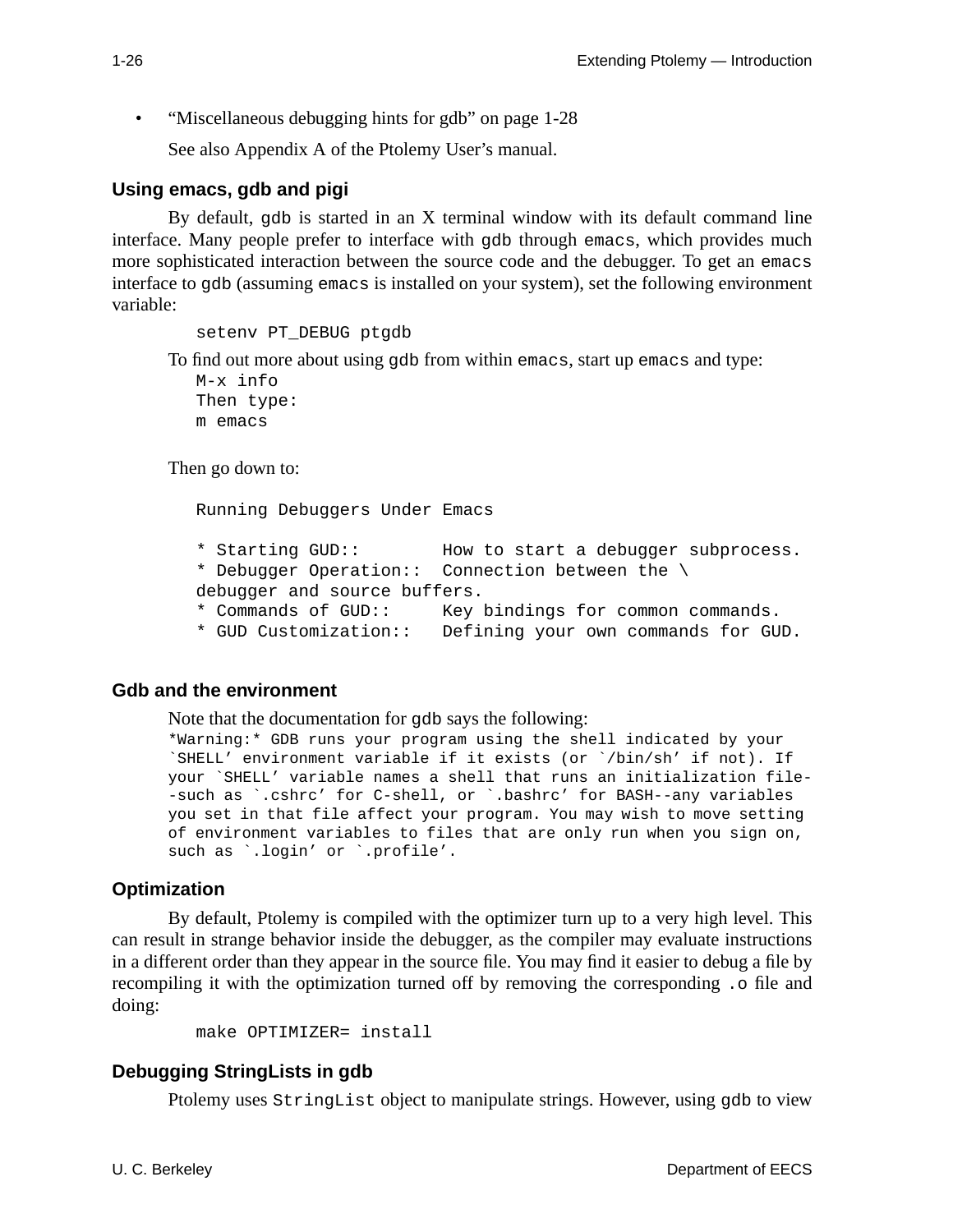- “Miscellaneous debugging hints for gdb” on page 1-28

  See also Appendix A of the Ptolemy User’s manual.

### Using emacs, gdb and pigi

By default, gdb is started in an X terminal window with its default command line interface. Many people prefer to interface with gdb through emacs, which provides much more sophisticated interaction between the source code and the debugger. To get an emacs interface to gdb (assuming emacs is installed on your system), set the following environment variable:

```
setenv PT_DEBUG ptgdb
```

To find out more about using gdb from within emacs, start up emacs and type:

```
M-x info
Then type:
m emacs
```

Then go down to:

```
Running Debuggers Under Emacs

* Starting GUD::        How to start a debugger subprocess.
* Debugger Operation::  Connection between the \
debugger and source buffers.
* Commands of GUD::     Key bindings for common commands.
* GUD Customization::   Defining your own commands for GUD.
```

### Gdb and the environment

Note that the documentation for gdb says the following:

```
*Warning:* GDB runs your program using the shell indicated by your
`SHELL' environment variable if it exists (or `/bin/sh' if not). If
your `SHELL' variable names a shell that runs an initialization file-
-such as `.cshrc' for C-shell, or `.bashrc' for BASH--any variables
you set in that file affect your program. You may wish to move setting
of environment variables to files that are only run when you sign on,
such as `.login' or `.profile'.
```

### Optimization

By default, Ptolemy is compiled with the optimizer turn up to a very high level. This can result in strange behavior inside the debugger, as the compiler may evaluate instructions in a different order than they appear in the source file. You may find it easier to debug a file by recompiling it with the optimization turned off by removing the corresponding .o file and doing:

```
make OPTIMIZER= install
```

### Debugging StringLists in gdb

Ptolemy uses StringList object to manipulate strings. However, using gdb to view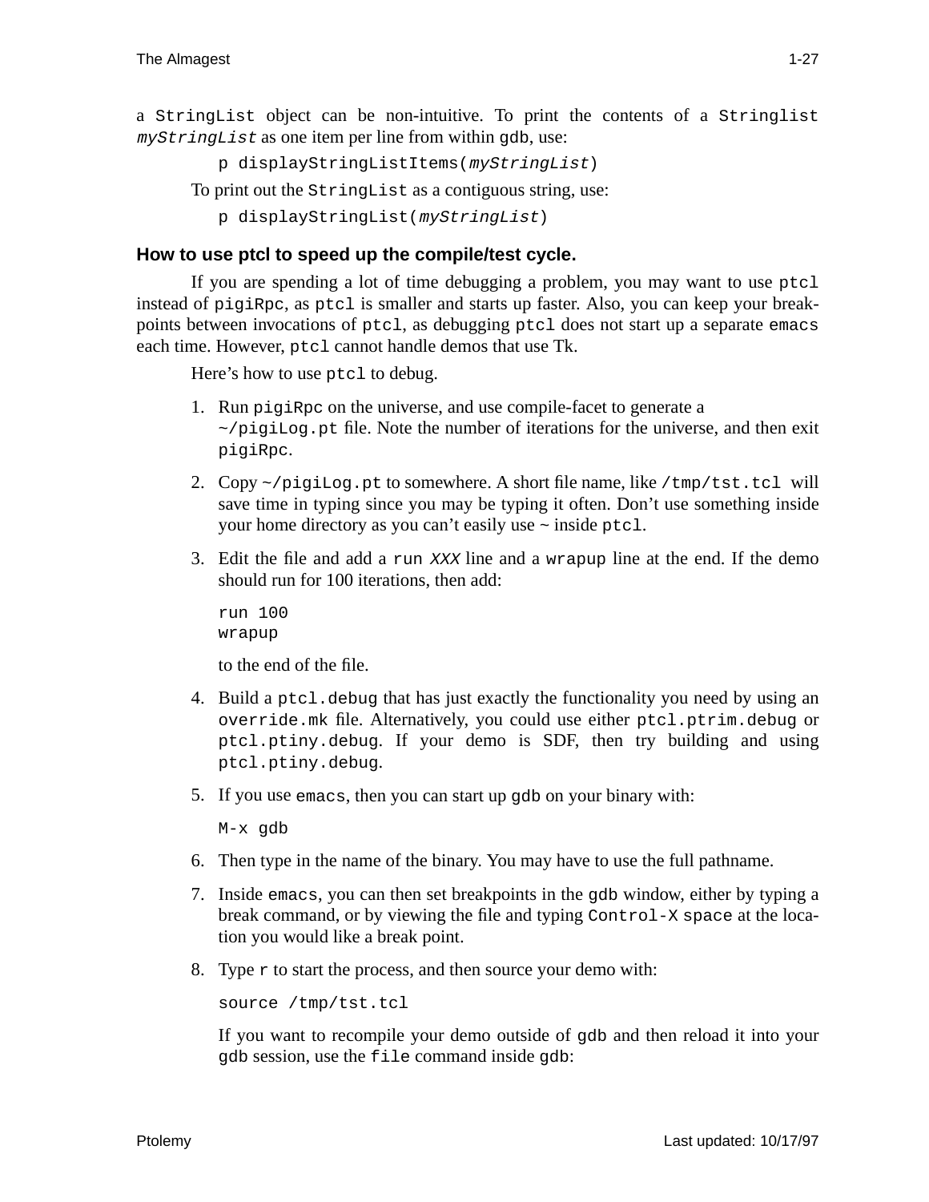a `StringList` object can be non-intuitive. To print the contents of a `Stringlist` *`myStringList`* as one item per line from within `gdb`, use:

```
p displayStringListItems(myStringList)
```

To print out the `StringList` as a contiguous string, use:

```
p displayStringList(myStringList)
```

### How to use ptcl to speed up the compile/test cycle.

If you are spending a lot of time debugging a problem, you may want to use `ptcl` instead of `pigiRpc`, as `ptcl` is smaller and starts up faster. Also, you can keep your breakpoints between invocations of `ptcl`, as debugging `ptcl` does not start up a separate `emacs` each time. However, `ptcl` cannot handle demos that use Tk.

Here's how to use `ptcl` to debug.

1. Run `pigiRpc` on the universe, and use compile-facet to generate a `~/pigiLog.pt` file. Note the number of iterations for the universe, and then exit `pigiRpc`.
2. Copy `~/pigiLog.pt` to somewhere. A short file name, like `/tmp/tst.tcl` will save time in typing since you may be typing it often. Don't use something inside your home directory as you can't easily use ~ inside `ptcl`.
3. Edit the file and add a `run` *`XXX`* line and a `wrapup` line at the end. If the demo should run for 100 iterations, then add:

   ```
   run 100
   wrapup
   ```

   to the end of the file.
4. Build a `ptcl.debug` that has just exactly the functionality you need by using an `override.mk` file. Alternatively, you could use either `ptcl.ptrim.debug` or `ptcl.ptiny.debug`. If your demo is SDF, then try building and using `ptcl.ptiny.debug`.
5. If you use `emacs`, then you can start up `gdb` on your binary with:

   ```
   M-x gdb
   ```
6. Then type in the name of the binary. You may have to use the full pathname.
7. Inside `emacs`, you can then set breakpoints in the `gdb` window, either by typing a break command, or by viewing the file and typing `Control-X space` at the location you would like a break point.
8. Type `r` to start the process, and then source your demo with:

   ```
   source /tmp/tst.tcl
   ```

   If you want to recompile your demo outside of `gdb` and then reload it into your `gdb` session, use the `file` command inside `gdb`: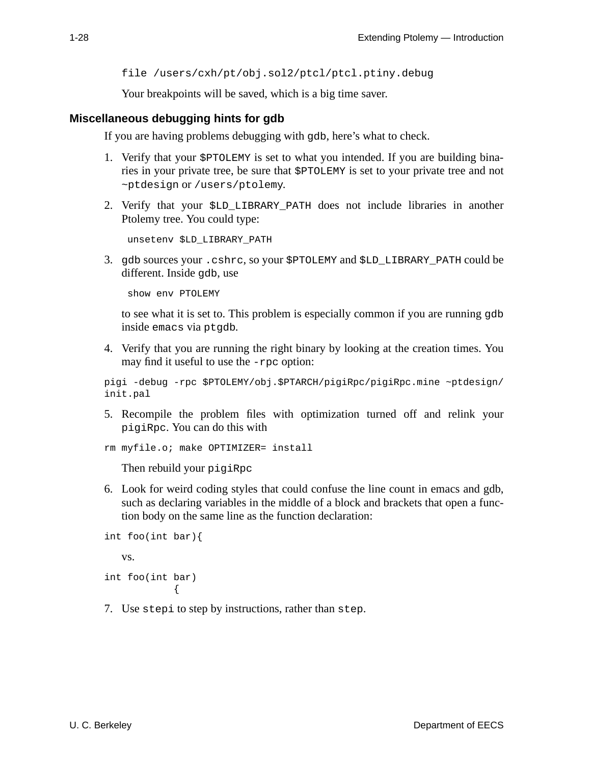```
file /users/cxh/pt/obj.sol2/ptcl/ptcl.ptiny.debug
```

Your breakpoints will be saved, which is a big time saver.

### Miscellaneous debugging hints for gdb

If you are having problems debugging with `gdb`, here's what to check.

1. Verify that your `$PTOLEMY` is set to what you intended. If you are building binaries in your private tree, be sure that `$PTOLEMY` is set to your private tree and not `~ptdesign` or `/users/ptolemy`.

2. Verify that your `$LD_LIBRARY_PATH` does not include libraries in another Ptolemy tree. You could type:

   ```
   unsetenv $LD_LIBRARY_PATH
   ```

3. `gdb` sources your `.cshrc`, so your `$PTOLEMY` and `$LD_LIBRARY_PATH` could be different. Inside `gdb`, use

   ```
   show env PTOLEMY
   ```

   to see what it is set to. This problem is especially common if you are running `gdb` inside `emacs` via `ptgdb`.

4. Verify that you are running the right binary by looking at the creation times. You may find it useful to use the `-rpc` option:

```
pigi -debug -rpc $PTOLEMY/obj.$PTARCH/pigiRpc/pigiRpc.mine ~ptdesign/
init.pal
```

5. Recompile the problem files with optimization turned off and relink your `pigiRpc`. You can do this with

```
rm myfile.o; make OPTIMIZER= install
```

   Then rebuild your `pigiRpc`

6. Look for weird coding styles that could confuse the line count in emacs and gdb, such as declaring variables in the middle of a block and brackets that open a function body on the same line as the function declaration:

```
int foo(int bar){
```

   vs.

```
int foo(int bar)
          {
```

7. Use `stepi` to step by instructions, rather than `step`.